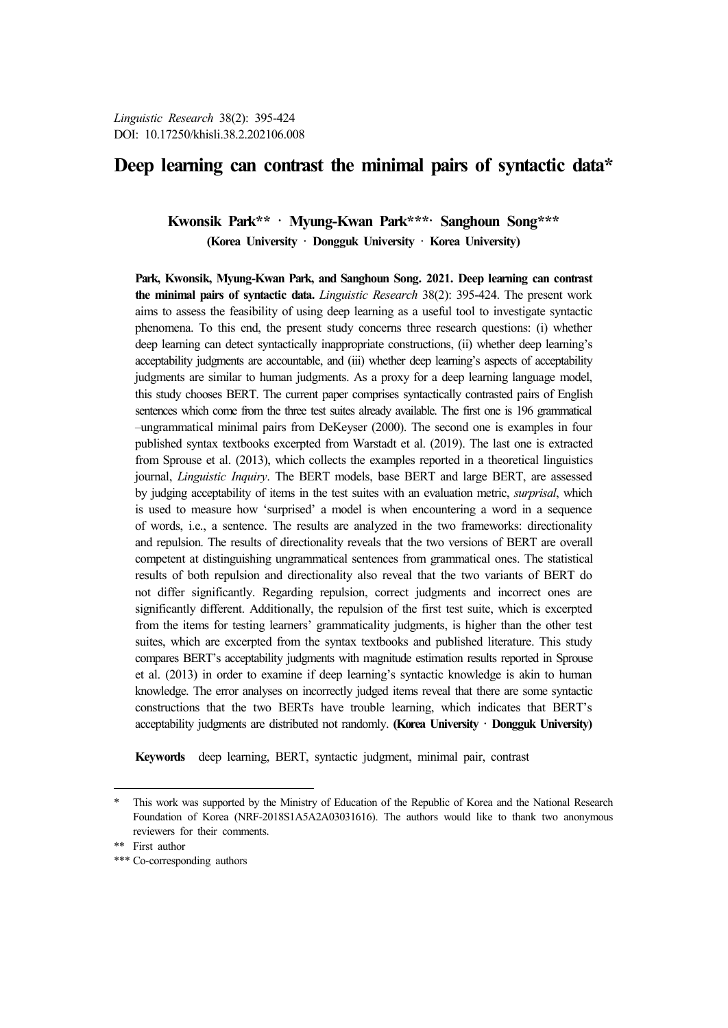*Linguistic Research* 38(2): 395-424
DOI: 10.17250/khisli.38.2.202106.008

# Deep learning can contrast the minimal pairs of syntactic data*

**Kwonsik Park** · Myung-Kwan Park***· Sanghoun Song*****
**(Korea University · Dongguk University · Korea University)**

**Park, Kwonsik, Myung-Kwan Park, and Sanghoun Song. 2021. Deep learning can contrast the minimal pairs of syntactic data.** *Linguistic Research* 38(2): 395-424. The present work aims to assess the feasibility of using deep learning as a useful tool to investigate syntactic phenomena. To this end, the present study concerns three research questions: (i) whether deep learning can detect syntactically inappropriate constructions, (ii) whether deep learning's acceptability judgments are accountable, and (iii) whether deep learning's aspects of acceptability judgments are similar to human judgments. As a proxy for a deep learning language model, this study chooses BERT. The current paper comprises syntactically contrasted pairs of English sentences which come from the three test suites already available. The first one is 196 grammatical –ungrammatical minimal pairs from DeKeyser (2000). The second one is examples in four published syntax textbooks excerpted from Warstadt et al. (2019). The last one is extracted from Sprouse et al. (2013), which collects the examples reported in a theoretical linguistics journal, *Linguistic Inquiry*. The BERT models, base BERT and large BERT, are assessed by judging acceptability of items in the test suites with an evaluation metric, *surprisal*, which is used to measure how 'surprised' a model is when encountering a word in a sequence of words, i.e., a sentence. The results are analyzed in the two frameworks: directionality and repulsion. The results of directionality reveals that the two versions of BERT are overall competent at distinguishing ungrammatical sentences from grammatical ones. The statistical results of both repulsion and directionality also reveal that the two variants of BERT do not differ significantly. Regarding repulsion, correct judgments and incorrect ones are significantly different. Additionally, the repulsion of the first test suite, which is excerpted from the items for testing learners' grammaticality judgments, is higher than the other test suites, which are excerpted from the syntax textbooks and published literature. This study compares BERT's acceptability judgments with magnitude estimation results reported in Sprouse et al. (2013) in order to examine if deep learning's syntactic knowledge is akin to human knowledge. The error analyses on incorrectly judged items reveal that there are some syntactic constructions that the two BERTs have trouble learning, which indicates that BERT's acceptability judgments are distributed not randomly. **(Korea University · Dongguk University)**

**Keywords** deep learning, BERT, syntactic judgment, minimal pair, contrast

---

\* This work was supported by the Ministry of Education of the Republic of Korea and the National Research Foundation of Korea (NRF-2018S1A5A2A03031616). The authors would like to thank two anonymous reviewers for their comments.

\** First author

\*** Co-corresponding authors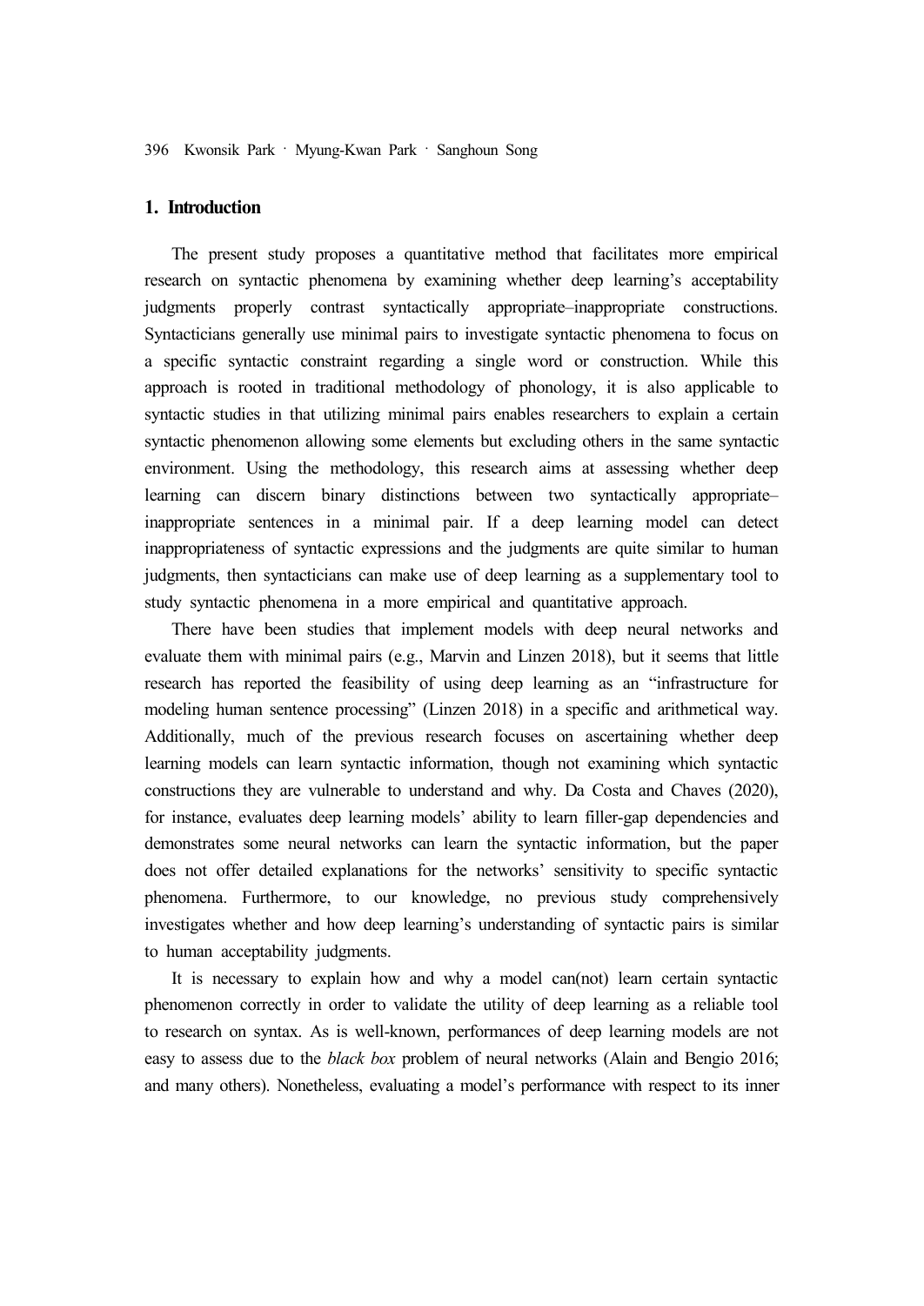## 1. Introduction

The present study proposes a quantitative method that facilitates more empirical research on syntactic phenomena by examining whether deep learning's acceptability judgments properly contrast syntactically appropriate–inappropriate constructions. Syntacticians generally use minimal pairs to investigate syntactic phenomena to focus on a specific syntactic constraint regarding a single word or construction. While this approach is rooted in traditional methodology of phonology, it is also applicable to syntactic studies in that utilizing minimal pairs enables researchers to explain a certain syntactic phenomenon allowing some elements but excluding others in the same syntactic environment. Using the methodology, this research aims at assessing whether deep learning can discern binary distinctions between two syntactically appropriate–inappropriate sentences in a minimal pair. If a deep learning model can detect inappropriateness of syntactic expressions and the judgments are quite similar to human judgments, then syntacticians can make use of deep learning as a supplementary tool to study syntactic phenomena in a more empirical and quantitative approach.

There have been studies that implement models with deep neural networks and evaluate them with minimal pairs (e.g., Marvin and Linzen 2018), but it seems that little research has reported the feasibility of using deep learning as an "infrastructure for modeling human sentence processing" (Linzen 2018) in a specific and arithmetical way. Additionally, much of the previous research focuses on ascertaining whether deep learning models can learn syntactic information, though not examining which syntactic constructions they are vulnerable to understand and why. Da Costa and Chaves (2020), for instance, evaluates deep learning models' ability to learn filler-gap dependencies and demonstrates some neural networks can learn the syntactic information, but the paper does not offer detailed explanations for the networks' sensitivity to specific syntactic phenomena. Furthermore, to our knowledge, no previous study comprehensively investigates whether and how deep learning's understanding of syntactic pairs is similar to human acceptability judgments.

It is necessary to explain how and why a model can(not) learn certain syntactic phenomenon correctly in order to validate the utility of deep learning as a reliable tool to research on syntax. As is well-known, performances of deep learning models are not easy to assess due to the *black box* problem of neural networks (Alain and Bengio 2016; and many others). Nonetheless, evaluating a model's performance with respect to its inner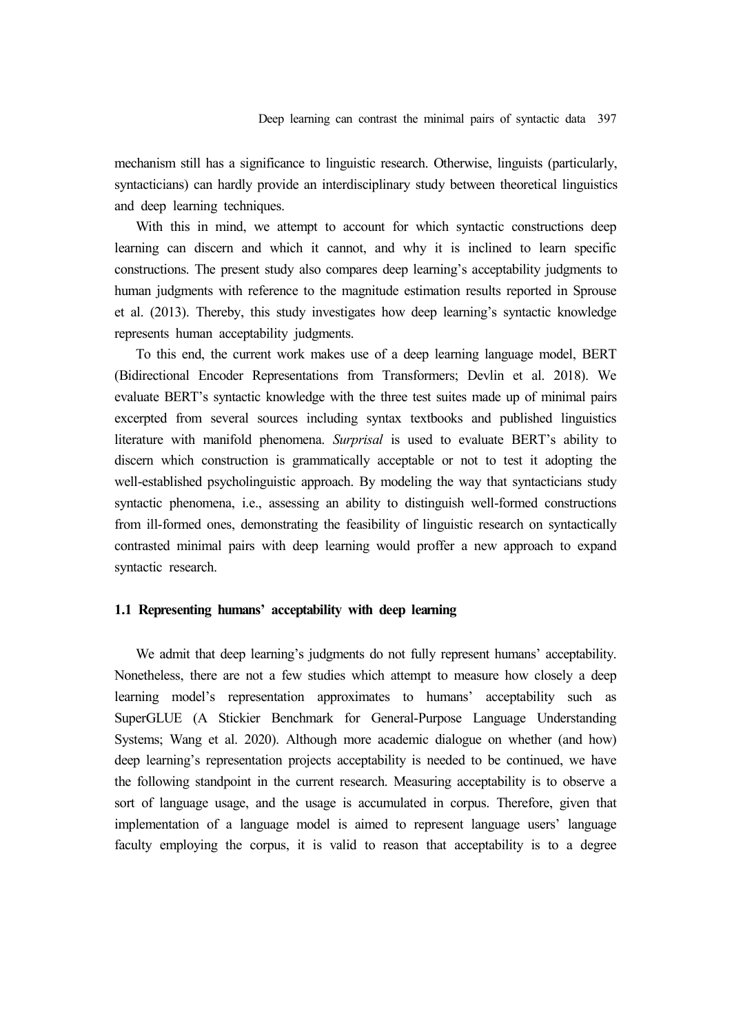mechanism still has a significance to linguistic research. Otherwise, linguists (particularly, syntacticians) can hardly provide an interdisciplinary study between theoretical linguistics and deep learning techniques.

With this in mind, we attempt to account for which syntactic constructions deep learning can discern and which it cannot, and why it is inclined to learn specific constructions. The present study also compares deep learning's acceptability judgments to human judgments with reference to the magnitude estimation results reported in Sprouse et al. (2013). Thereby, this study investigates how deep learning's syntactic knowledge represents human acceptability judgments.

To this end, the current work makes use of a deep learning language model, BERT (Bidirectional Encoder Representations from Transformers; Devlin et al. 2018). We evaluate BERT's syntactic knowledge with the three test suites made up of minimal pairs excerpted from several sources including syntax textbooks and published linguistics literature with manifold phenomena. *Surprisal* is used to evaluate BERT's ability to discern which construction is grammatically acceptable or not to test it adopting the well-established psycholinguistic approach. By modeling the way that syntacticians study syntactic phenomena, i.e., assessing an ability to distinguish well-formed constructions from ill-formed ones, demonstrating the feasibility of linguistic research on syntactically contrasted minimal pairs with deep learning would proffer a new approach to expand syntactic research.

### 1.1 Representing humans' acceptability with deep learning

We admit that deep learning's judgments do not fully represent humans' acceptability. Nonetheless, there are not a few studies which attempt to measure how closely a deep learning model's representation approximates to humans' acceptability such as SuperGLUE (A Stickier Benchmark for General-Purpose Language Understanding Systems; Wang et al. 2020). Although more academic dialogue on whether (and how) deep learning's representation projects acceptability is needed to be continued, we have the following standpoint in the current research. Measuring acceptability is to observe a sort of language usage, and the usage is accumulated in corpus. Therefore, given that implementation of a language model is aimed to represent language users' language faculty employing the corpus, it is valid to reason that acceptability is to a degree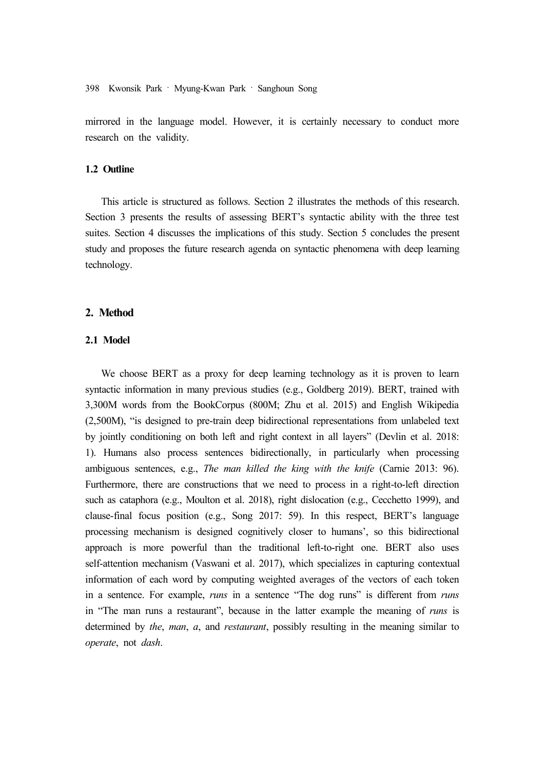mirrored in the language model. However, it is certainly necessary to conduct more research on the validity.

### 1.2 Outline

This article is structured as follows. Section 2 illustrates the methods of this research. Section 3 presents the results of assessing BERT's syntactic ability with the three test suites. Section 4 discusses the implications of this study. Section 5 concludes the present study and proposes the future research agenda on syntactic phenomena with deep learning technology.

## 2. Method

### 2.1 Model

We choose BERT as a proxy for deep learning technology as it is proven to learn syntactic information in many previous studies (e.g., Goldberg 2019). BERT, trained with 3,300M words from the BookCorpus (800M; Zhu et al. 2015) and English Wikipedia (2,500M), "is designed to pre-train deep bidirectional representations from unlabeled text by jointly conditioning on both left and right context in all layers" (Devlin et al. 2018: 1). Humans also process sentences bidirectionally, in particularly when processing ambiguous sentences, e.g., *The man killed the king with the knife* (Carnie 2013: 96). Furthermore, there are constructions that we need to process in a right-to-left direction such as cataphora (e.g., Moulton et al. 2018), right dislocation (e.g., Cecchetto 1999), and clause-final focus position (e.g., Song 2017: 59). In this respect, BERT's language processing mechanism is designed cognitively closer to humans', so this bidirectional approach is more powerful than the traditional left-to-right one. BERT also uses self-attention mechanism (Vaswani et al. 2017), which specializes in capturing contextual information of each word by computing weighted averages of the vectors of each token in a sentence. For example, *runs* in a sentence "The dog runs" is different from *runs* in "The man runs a restaurant", because in the latter example the meaning of *runs* is determined by *the*, *man*, *a*, and *restaurant*, possibly resulting in the meaning similar to *operate*, not *dash*.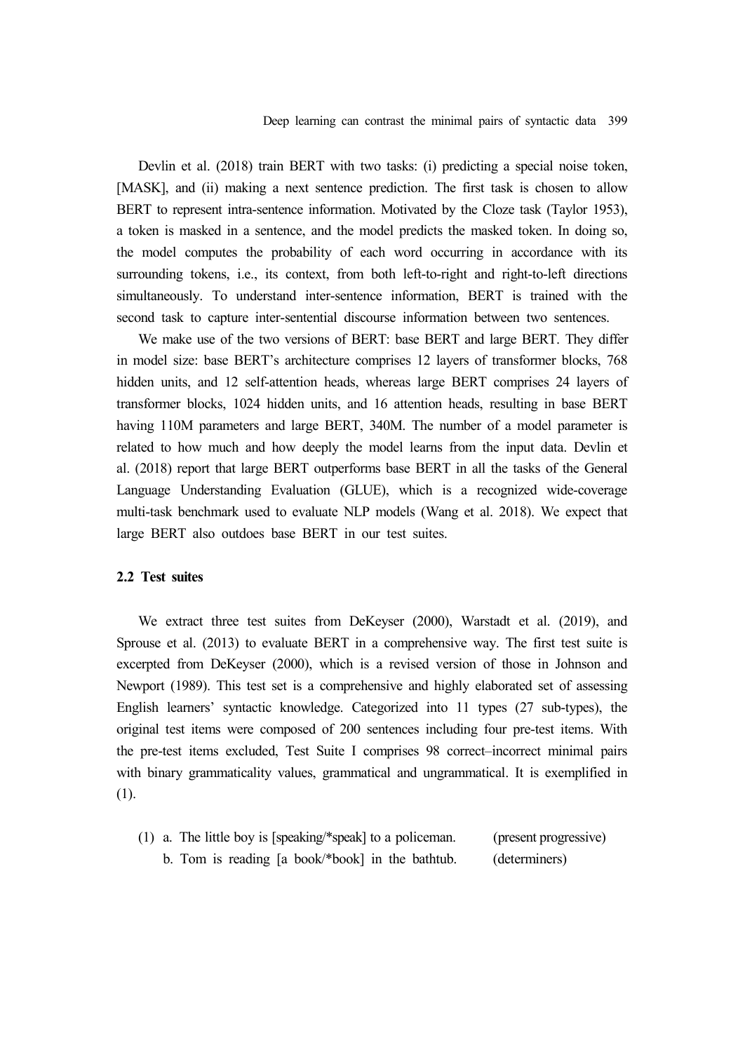Devlin et al. (2018) train BERT with two tasks: (i) predicting a special noise token, [MASK], and (ii) making a next sentence prediction. The first task is chosen to allow BERT to represent intra-sentence information. Motivated by the Cloze task (Taylor 1953), a token is masked in a sentence, and the model predicts the masked token. In doing so, the model computes the probability of each word occurring in accordance with its surrounding tokens, i.e., its context, from both left-to-right and right-to-left directions simultaneously. To understand inter-sentence information, BERT is trained with the second task to capture inter-sentential discourse information between two sentences.

We make use of the two versions of BERT: base BERT and large BERT. They differ in model size: base BERT's architecture comprises 12 layers of transformer blocks, 768 hidden units, and 12 self-attention heads, whereas large BERT comprises 24 layers of transformer blocks, 1024 hidden units, and 16 attention heads, resulting in base BERT having 110M parameters and large BERT, 340M. The number of a model parameter is related to how much and how deeply the model learns from the input data. Devlin et al. (2018) report that large BERT outperforms base BERT in all the tasks of the General Language Understanding Evaluation (GLUE), which is a recognized wide-coverage multi-task benchmark used to evaluate NLP models (Wang et al. 2018). We expect that large BERT also outdoes base BERT in our test suites.

### 2.2 Test suites

We extract three test suites from DeKeyser (2000), Warstadt et al. (2019), and Sprouse et al. (2013) to evaluate BERT in a comprehensive way. The first test suite is excerpted from DeKeyser (2000), which is a revised version of those in Johnson and Newport (1989). This test set is a comprehensive and highly elaborated set of assessing English learners' syntactic knowledge. Categorized into 11 types (27 sub-types), the original test items were composed of 200 sentences including four pre-test items. With the pre-test items excluded, Test Suite I comprises 98 correct–incorrect minimal pairs with binary grammaticality values, grammatical and ungrammatical. It is exemplified in (1).

(1) a. The little boy is [speaking/*speak] to a policeman. (present progressive)
  b. Tom is reading [a book/*book] in the bathtub. (determiners)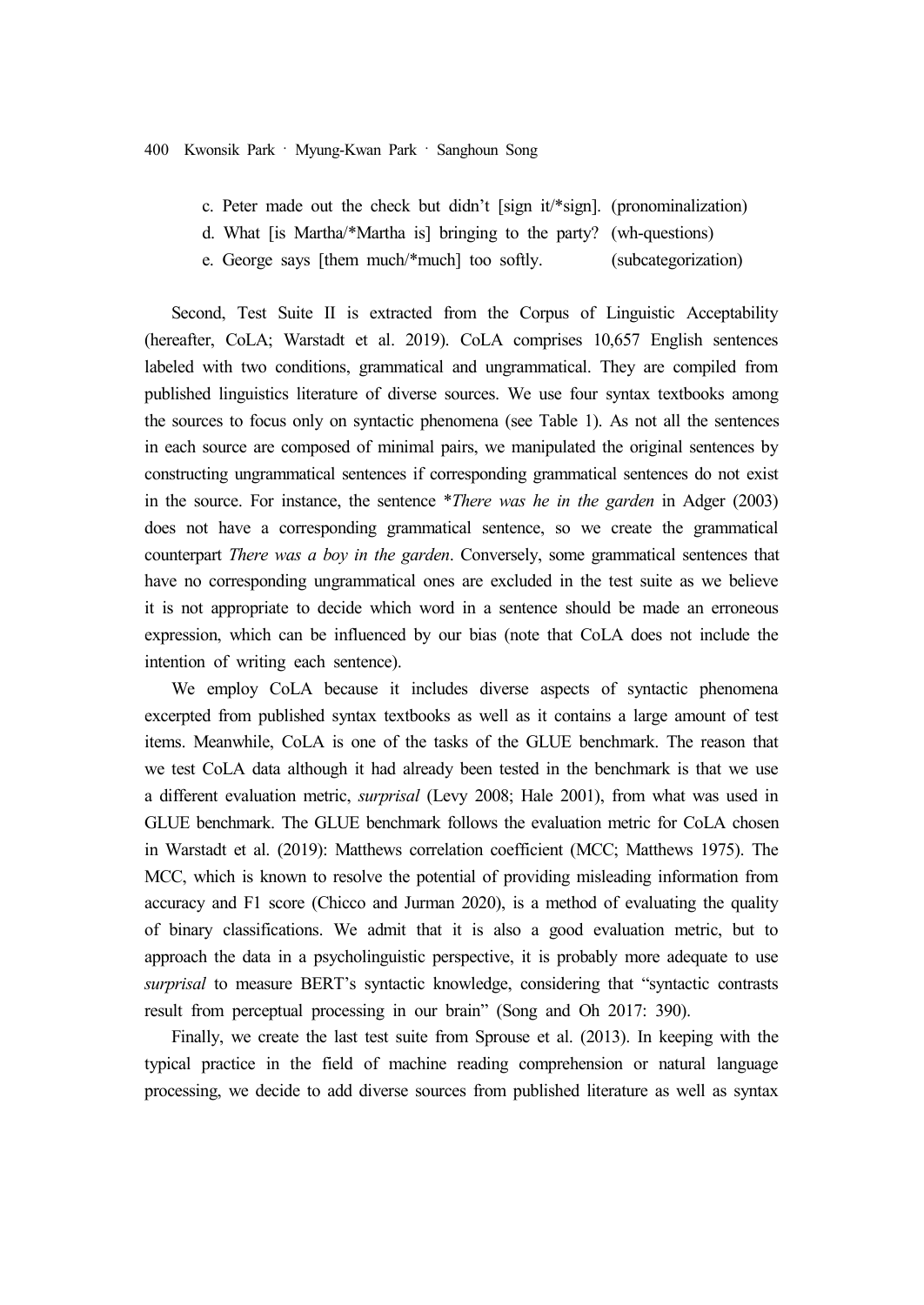c. Peter made out the check but didn't [sign it/*sign]. (pronominalization)
d. What [is Martha/*Martha is] bringing to the party? (wh-questions)
e. George says [them much/*much] too softly. (subcategorization)

Second, Test Suite II is extracted from the Corpus of Linguistic Acceptability (hereafter, CoLA; Warstadt et al. 2019). CoLA comprises 10,657 English sentences labeled with two conditions, grammatical and ungrammatical. They are compiled from published linguistics literature of diverse sources. We use four syntax textbooks among the sources to focus only on syntactic phenomena (see Table 1). As not all the sentences in each source are composed of minimal pairs, we manipulated the original sentences by constructing ungrammatical sentences if corresponding grammatical sentences do not exist in the source. For instance, the sentence *\*There was he in the garden* in Adger (2003) does not have a corresponding grammatical sentence, so we create the grammatical counterpart *There was a boy in the garden*. Conversely, some grammatical sentences that have no corresponding ungrammatical ones are excluded in the test suite as we believe it is not appropriate to decide which word in a sentence should be made an erroneous expression, which can be influenced by our bias (note that CoLA does not include the intention of writing each sentence).

We employ CoLA because it includes diverse aspects of syntactic phenomena excerpted from published syntax textbooks as well as it contains a large amount of test items. Meanwhile, CoLA is one of the tasks of the GLUE benchmark. The reason that we test CoLA data although it had already been tested in the benchmark is that we use a different evaluation metric, *surprisal* (Levy 2008; Hale 2001), from what was used in GLUE benchmark. The GLUE benchmark follows the evaluation metric for CoLA chosen in Warstadt et al. (2019): Matthews correlation coefficient (MCC; Matthews 1975). The MCC, which is known to resolve the potential of providing misleading information from accuracy and F1 score (Chicco and Jurman 2020), is a method of evaluating the quality of binary classifications. We admit that it is also a good evaluation metric, but to approach the data in a psycholinguistic perspective, it is probably more adequate to use *surprisal* to measure BERT's syntactic knowledge, considering that "syntactic contrasts result from perceptual processing in our brain" (Song and Oh 2017: 390).

Finally, we create the last test suite from Sprouse et al. (2013). In keeping with the typical practice in the field of machine reading comprehension or natural language processing, we decide to add diverse sources from published literature as well as syntax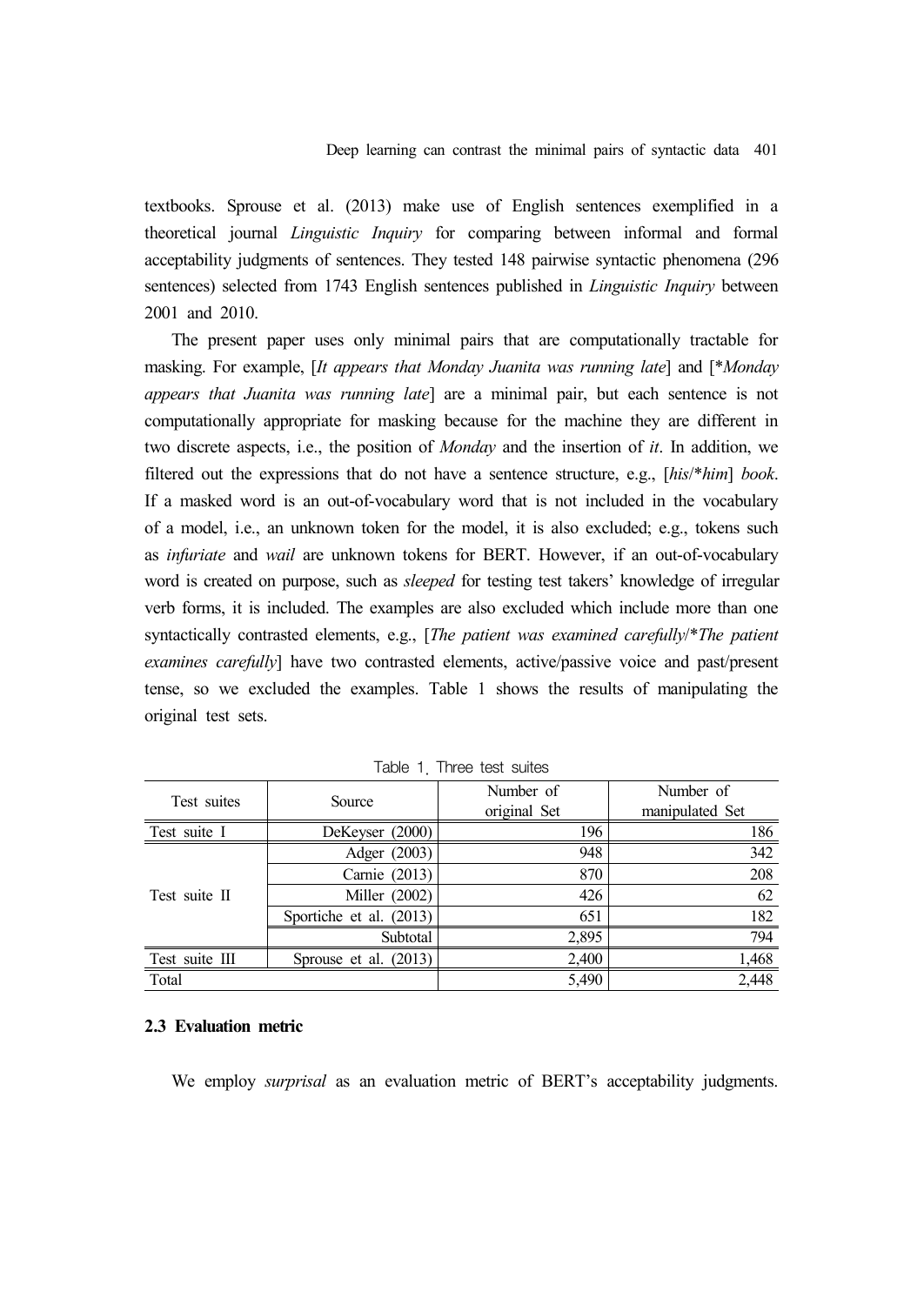textbooks. Sprouse et al. (2013) make use of English sentences exemplified in a theoretical journal *Linguistic Inquiry* for comparing between informal and formal acceptability judgments of sentences. They tested 148 pairwise syntactic phenomena (296 sentences) selected from 1743 English sentences published in *Linguistic Inquiry* between 2001 and 2010.

The present paper uses only minimal pairs that are computationally tractable for masking. For example, [*It appears that Monday Juanita was running late*] and [**Monday appears that Juanita was running late*] are a minimal pair, but each sentence is not computationally appropriate for masking because for the machine they are different in two discrete aspects, i.e., the position of *Monday* and the insertion of *it*. In addition, we filtered out the expressions that do not have a sentence structure, e.g., [*his*/**him*] *book*. If a masked word is an out-of-vocabulary word that is not included in the vocabulary of a model, i.e., an unknown token for the model, it is also excluded; e.g., tokens such as *infuriate* and *wail* are unknown tokens for BERT. However, if an out-of-vocabulary word is created on purpose, such as *sleeped* for testing test takers' knowledge of irregular verb forms, it is included. The examples are also excluded which include more than one syntactically contrasted elements, e.g., [*The patient was examined carefully*/**The patient examines carefully*] have two contrasted elements, active/passive voice and past/present tense, so we excluded the examples. Table 1 shows the results of manipulating the original test sets.

Table 1. Three test suites

| Test suites | Source | Number of original Set | Number of manipulated Set |
|---|---|---|---|
| Test suite I | DeKeyser (2000) | 196 | 186 |
| Test suite II | Adger (2003) | 948 | 342 |
| | Carnie (2013) | 870 | 208 |
| | Miller (2002) | 426 | 62 |
| | Sportiche et al. (2013) | 651 | 182 |
| | Subtotal | 2,895 | 794 |
| Test suite III | Sprouse et al. (2013) | 2,400 | 1,468 |
| Total | | 5,490 | 2,448 |

### 2.3 Evaluation metric

We employ *surprisal* as an evaluation metric of BERT's acceptability judgments.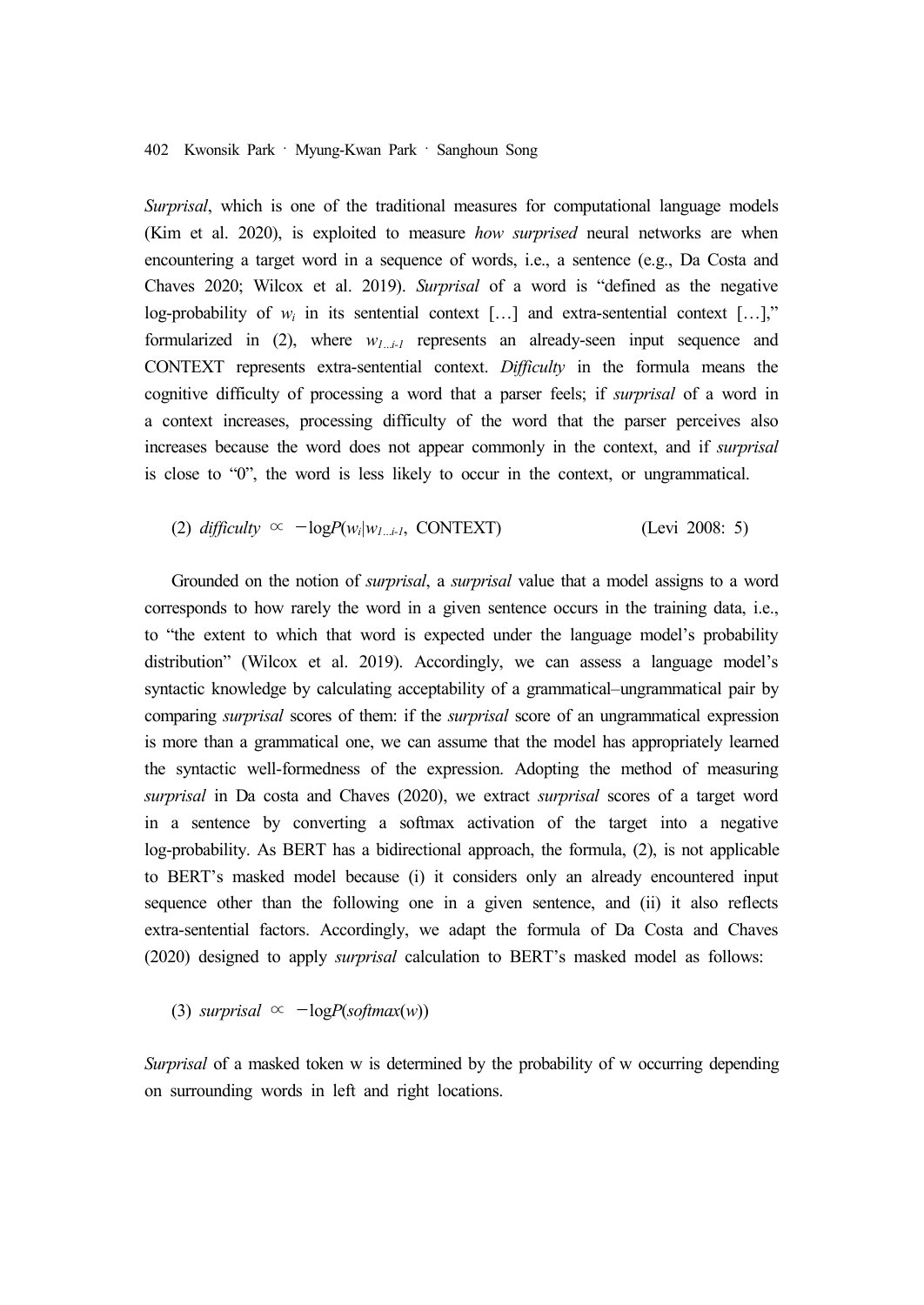*Surprisal*, which is one of the traditional measures for computational language models (Kim et al. 2020), is exploited to measure *how surprised* neural networks are when encountering a target word in a sequence of words, i.e., a sentence (e.g., Da Costa and Chaves 2020; Wilcox et al. 2019). *Surprisal* of a word is "defined as the negative log-probability of $w_i$ in its sentential context […] and extra-sentential context […]," formularized in (2), where $w_{1\ldots i-1}$ represents an already-seen input sequence and CONTEXT represents extra-sentential context. *Difficulty* in the formula means the cognitive difficulty of processing a word that a parser feels; if *surprisal* of a word in a context increases, processing difficulty of the word that the parser perceives also increases because the word does not appear commonly in the context, and if *surprisal* is close to "0", the word is less likely to occur in the context, or ungrammatical.

(2) $difficulty \propto -\log P(w_i|w_{1\ldots i-1}, \text{CONTEXT})$ (Levi 2008: 5)

Grounded on the notion of *surprisal*, a *surprisal* value that a model assigns to a word corresponds to how rarely the word in a given sentence occurs in the training data, i.e., to "the extent to which that word is expected under the language model's probability distribution" (Wilcox et al. 2019). Accordingly, we can assess a language model's syntactic knowledge by calculating acceptability of a grammatical–ungrammatical pair by comparing *surprisal* scores of them: if the *surprisal* score of an ungrammatical expression is more than a grammatical one, we can assume that the model has appropriately learned the syntactic well-formedness of the expression. Adopting the method of measuring *surprisal* in Da costa and Chaves (2020), we extract *surprisal* scores of a target word in a sentence by converting a softmax activation of the target into a negative log-probability. As BERT has a bidirectional approach, the formula, (2), is not applicable to BERT's masked model because (i) it considers only an already encountered input sequence other than the following one in a given sentence, and (ii) it also reflects extra-sentential factors. Accordingly, we adapt the formula of Da Costa and Chaves (2020) designed to apply *surprisal* calculation to BERT's masked model as follows:

(3) $surprisal \propto -\log P(softmax(w))$

*Surprisal* of a masked token w is determined by the probability of w occurring depending on surrounding words in left and right locations.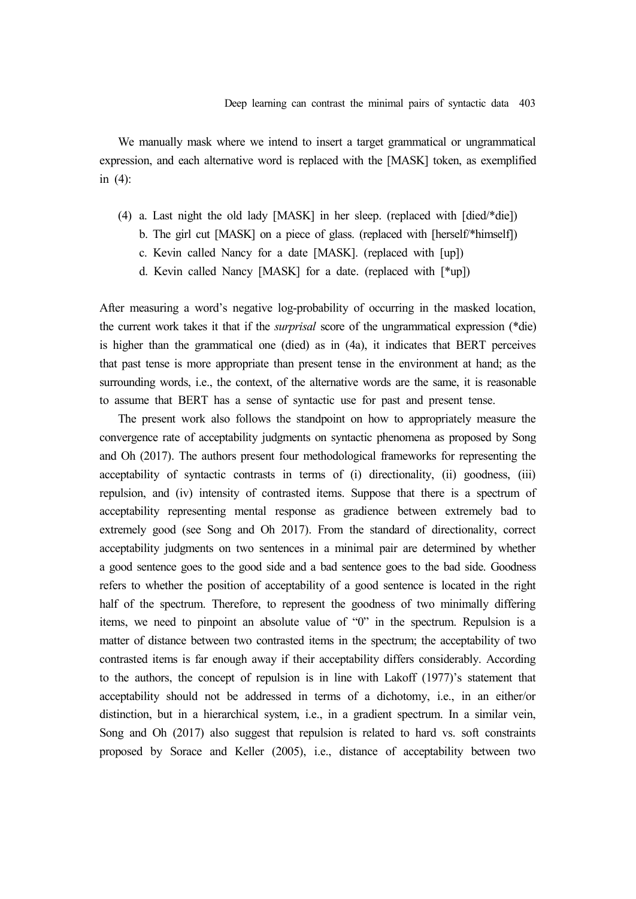We manually mask where we intend to insert a target grammatical or ungrammatical expression, and each alternative word is replaced with the [MASK] token, as exemplified in (4):

(4) a. Last night the old lady [MASK] in her sleep. (replaced with [died/*die])  
b. The girl cut [MASK] on a piece of glass. (replaced with [herself/*himself])  
c. Kevin called Nancy for a date [MASK]. (replaced with [up])  
d. Kevin called Nancy [MASK] for a date. (replaced with [*up])

After measuring a word's negative log-probability of occurring in the masked location, the current work takes it that if the *surprisal* score of the ungrammatical expression (*die) is higher than the grammatical one (died) as in (4a), it indicates that BERT perceives that past tense is more appropriate than present tense in the environment at hand; as the surrounding words, i.e., the context, of the alternative words are the same, it is reasonable to assume that BERT has a sense of syntactic use for past and present tense.

The present work also follows the standpoint on how to appropriately measure the convergence rate of acceptability judgments on syntactic phenomena as proposed by Song and Oh (2017). The authors present four methodological frameworks for representing the acceptability of syntactic contrasts in terms of (i) directionality, (ii) goodness, (iii) repulsion, and (iv) intensity of contrasted items. Suppose that there is a spectrum of acceptability representing mental response as gradience between extremely bad to extremely good (see Song and Oh 2017). From the standard of directionality, correct acceptability judgments on two sentences in a minimal pair are determined by whether a good sentence goes to the good side and a bad sentence goes to the bad side. Goodness refers to whether the position of acceptability of a good sentence is located in the right half of the spectrum. Therefore, to represent the goodness of two minimally differing items, we need to pinpoint an absolute value of "0" in the spectrum. Repulsion is a matter of distance between two contrasted items in the spectrum; the acceptability of two contrasted items is far enough away if their acceptability differs considerably. According to the authors, the concept of repulsion is in line with Lakoff (1977)'s statement that acceptability should not be addressed in terms of a dichotomy, i.e., in an either/or distinction, but in a hierarchical system, i.e., in a gradient spectrum. In a similar vein, Song and Oh (2017) also suggest that repulsion is related to hard vs. soft constraints proposed by Sorace and Keller (2005), i.e., distance of acceptability between two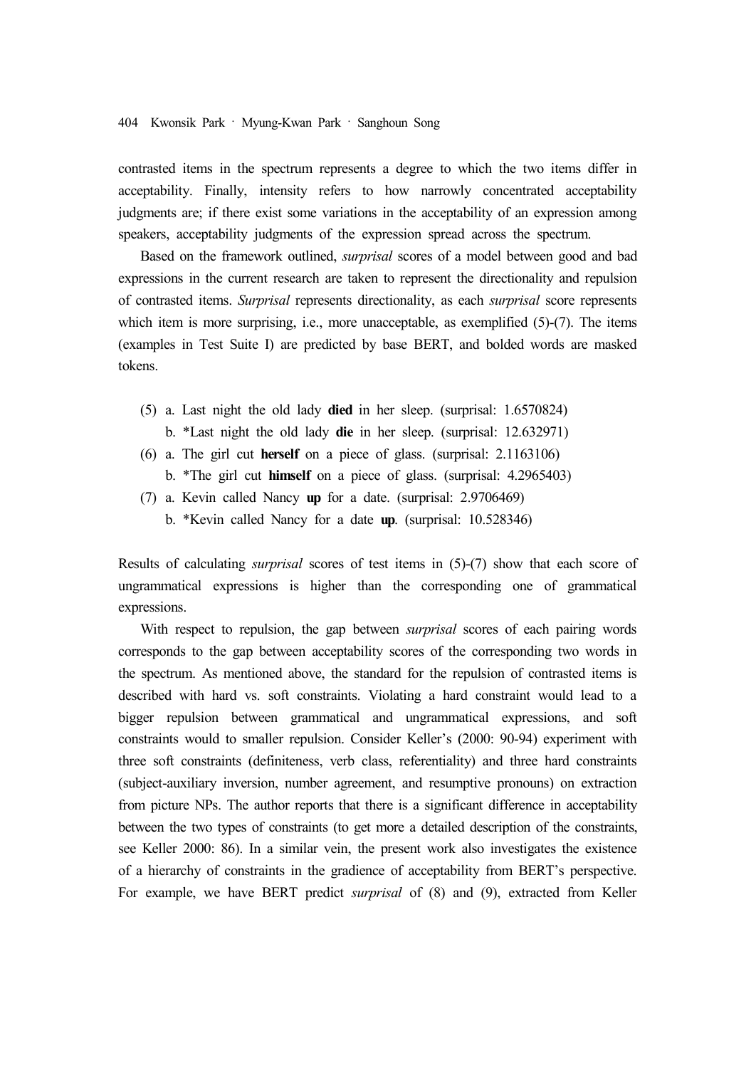contrasted items in the spectrum represents a degree to which the two items differ in acceptability. Finally, intensity refers to how narrowly concentrated acceptability judgments are; if there exist some variations in the acceptability of an expression among speakers, acceptability judgments of the expression spread across the spectrum.

Based on the framework outlined, *surprisal* scores of a model between good and bad expressions in the current research are taken to represent the directionality and repulsion of contrasted items. *Surprisal* represents directionality, as each *surprisal* score represents which item is more surprising, i.e., more unacceptable, as exemplified (5)-(7). The items (examples in Test Suite I) are predicted by base BERT, and bolded words are masked tokens.

(5) a. Last night the old lady **died** in her sleep. (surprisal: 1.6570824)
    b. *Last night the old lady **die** in her sleep. (surprisal: 12.632971)

(6) a. The girl cut **herself** on a piece of glass. (surprisal: 2.1163106)
    b. *The girl cut **himself** on a piece of glass. (surprisal: 4.2965403)

(7) a. Kevin called Nancy **up** for a date. (surprisal: 2.9706469)
    b. *Kevin called Nancy for a date **up**. (surprisal: 10.528346)

Results of calculating *surprisal* scores of test items in (5)-(7) show that each score of ungrammatical expressions is higher than the corresponding one of grammatical expressions.

With respect to repulsion, the gap between *surprisal* scores of each pairing words corresponds to the gap between acceptability scores of the corresponding two words in the spectrum. As mentioned above, the standard for the repulsion of contrasted items is described with hard vs. soft constraints. Violating a hard constraint would lead to a bigger repulsion between grammatical and ungrammatical expressions, and soft constraints would to smaller repulsion. Consider Keller's (2000: 90-94) experiment with three soft constraints (definiteness, verb class, referentiality) and three hard constraints (subject-auxiliary inversion, number agreement, and resumptive pronouns) on extraction from picture NPs. The author reports that there is a significant difference in acceptability between the two types of constraints (to get more a detailed description of the constraints, see Keller 2000: 86). In a similar vein, the present work also investigates the existence of a hierarchy of constraints in the gradience of acceptability from BERT's perspective. For example, we have BERT predict *surprisal* of (8) and (9), extracted from Keller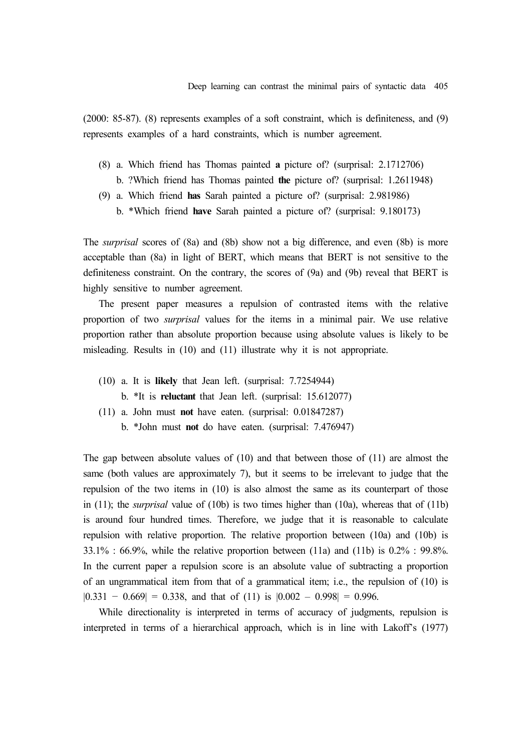(2000: 85-87). (8) represents examples of a soft constraint, which is definiteness, and (9) represents examples of a hard constraints, which is number agreement.

(8) a. Which friend has Thomas painted **a** picture of? (surprisal: 2.1712706)
    b. ?Which friend has Thomas painted **the** picture of? (surprisal: 1.2611948)

(9) a. Which friend **has** Sarah painted a picture of? (surprisal: 2.981986)
    b. *Which friend **have** Sarah painted a picture of? (surprisal: 9.180173)

The *surprisal* scores of (8a) and (8b) show not a big difference, and even (8b) is more acceptable than (8a) in light of BERT, which means that BERT is not sensitive to the definiteness constraint. On the contrary, the scores of (9a) and (9b) reveal that BERT is highly sensitive to number agreement.

The present paper measures a repulsion of contrasted items with the relative proportion of two *surprisal* values for the items in a minimal pair. We use relative proportion rather than absolute proportion because using absolute values is likely to be misleading. Results in (10) and (11) illustrate why it is not appropriate.

(10) a. It is **likely** that Jean left. (surprisal: 7.7254944)
     b. *It is **reluctant** that Jean left. (surprisal: 15.612077)

(11) a. John must **not** have eaten. (surprisal: 0.01847287)
     b. *John must **not** do have eaten. (surprisal: 7.476947)

The gap between absolute values of (10) and that between those of (11) are almost the same (both values are approximately 7), but it seems to be irrelevant to judge that the repulsion of the two items in (10) is also almost the same as its counterpart of those in (11); the *surprisal* value of (10b) is two times higher than (10a), whereas that of (11b) is around four hundred times. Therefore, we judge that it is reasonable to calculate repulsion with relative proportion. The relative proportion between (10a) and (10b) is 33.1% : 66.9%, while the relative proportion between (11a) and (11b) is 0.2% : 99.8%. In the current paper a repulsion score is an absolute value of subtracting a proportion of an ungrammatical item from that of a grammatical item; i.e., the repulsion of (10) is $|0.331 - 0.669| = 0.338$, and that of (11) is $|0.002 - 0.998| = 0.996$.

While directionality is interpreted in terms of accuracy of judgments, repulsion is interpreted in terms of a hierarchical approach, which is in line with Lakoff's (1977)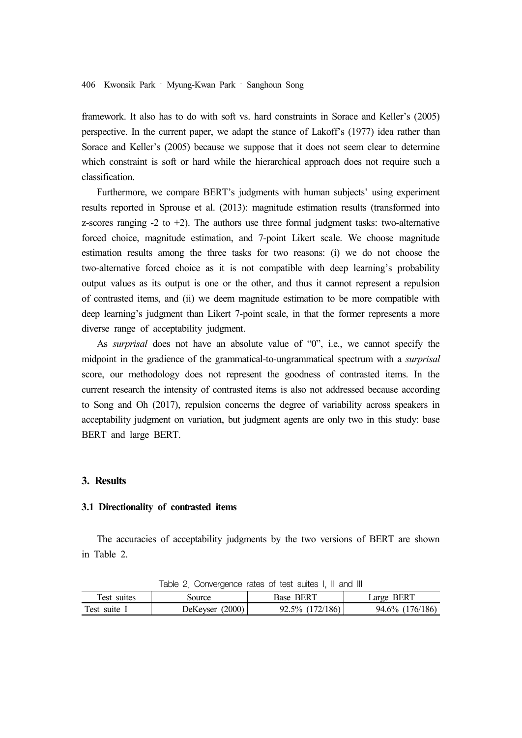framework. It also has to do with soft vs. hard constraints in Sorace and Keller's (2005) perspective. In the current paper, we adapt the stance of Lakoff's (1977) idea rather than Sorace and Keller's (2005) because we suppose that it does not seem clear to determine which constraint is soft or hard while the hierarchical approach does not require such a classification.

Furthermore, we compare BERT's judgments with human subjects' using experiment results reported in Sprouse et al. (2013): magnitude estimation results (transformed into z-scores ranging -2 to +2). The authors use three formal judgment tasks: two-alternative forced choice, magnitude estimation, and 7-point Likert scale. We choose magnitude estimation results among the three tasks for two reasons: (i) we do not choose the two-alternative forced choice as it is not compatible with deep learning's probability output values as its output is one or the other, and thus it cannot represent a repulsion of contrasted items, and (ii) we deem magnitude estimation to be more compatible with deep learning's judgment than Likert 7-point scale, in that the former represents a more diverse range of acceptability judgment.

As *surprisal* does not have an absolute value of "0", i.e., we cannot specify the midpoint in the gradience of the grammatical-to-ungrammatical spectrum with a *surprisal* score, our methodology does not represent the goodness of contrasted items. In the current research the intensity of contrasted items is also not addressed because according to Song and Oh (2017), repulsion concerns the degree of variability across speakers in acceptability judgment on variation, but judgment agents are only two in this study: base BERT and large BERT.

## 3. Results

### 3.1 Directionality of contrasted items

The accuracies of acceptability judgments by the two versions of BERT are shown in Table 2.

Table 2. Convergence rates of test suites I, II and III

| Test suites | Source | Base BERT | Large BERT |
|---|---|---|---|
| Test suite I | DeKeyser (2000) | 92.5% (172/186) | 94.6% (176/186) |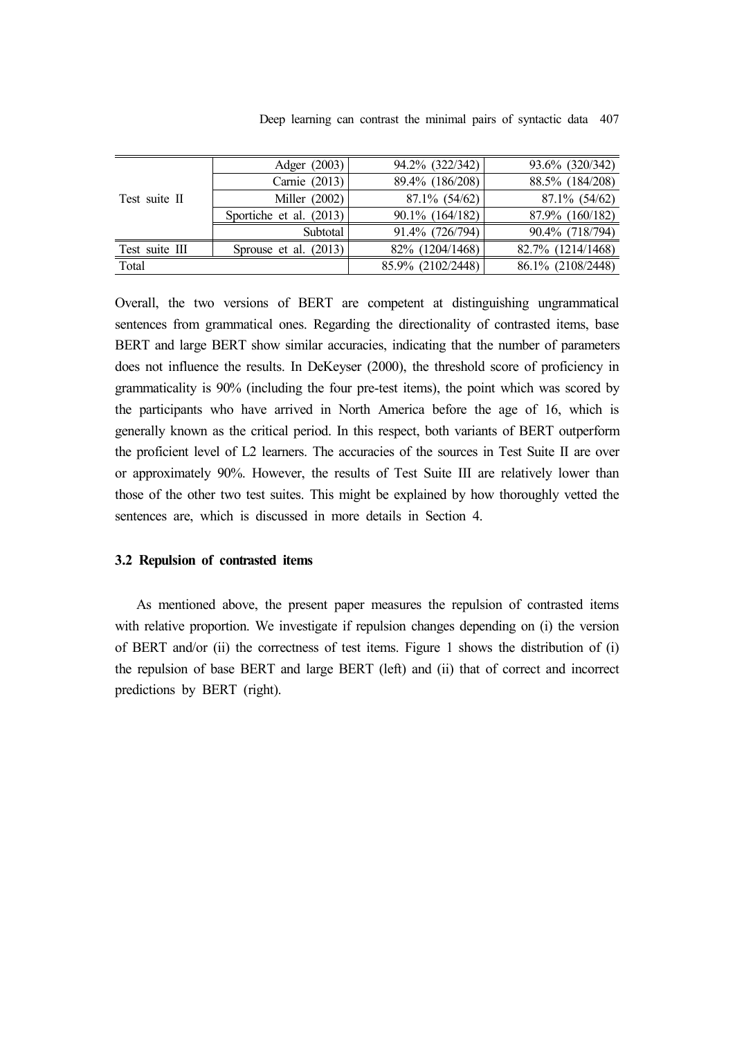| | | | |
|---|---|---|---|
| Test suite II | Adger (2003) | 94.2% (322/342) | 93.6% (320/342) |
| | Carnie (2013) | 89.4% (186/208) | 88.5% (184/208) |
| | Miller (2002) | 87.1% (54/62) | 87.1% (54/62) |
| | Sportiche et al. (2013) | 90.1% (164/182) | 87.9% (160/182) |
| | Subtotal | 91.4% (726/794) | 90.4% (718/794) |
| Test suite III | Sprouse et al. (2013) | 82% (1204/1468) | 82.7% (1214/1468) |
| Total | | 85.9% (2102/2448) | 86.1% (2108/2448) |

Overall, the two versions of BERT are competent at distinguishing ungrammatical sentences from grammatical ones. Regarding the directionality of contrasted items, base BERT and large BERT show similar accuracies, indicating that the number of parameters does not influence the results. In DeKeyser (2000), the threshold score of proficiency in grammaticality is 90% (including the four pre-test items), the point which was scored by the participants who have arrived in North America before the age of 16, which is generally known as the critical period. In this respect, both variants of BERT outperform the proficient level of L2 learners. The accuracies of the sources in Test Suite II are over or approximately 90%. However, the results of Test Suite III are relatively lower than those of the other two test suites. This might be explained by how thoroughly vetted the sentences are, which is discussed in more details in Section 4.

### 3.2 Repulsion of contrasted items

As mentioned above, the present paper measures the repulsion of contrasted items with relative proportion. We investigate if repulsion changes depending on (i) the version of BERT and/or (ii) the correctness of test items. Figure 1 shows the distribution of (i) the repulsion of base BERT and large BERT (left) and (ii) that of correct and incorrect predictions by BERT (right).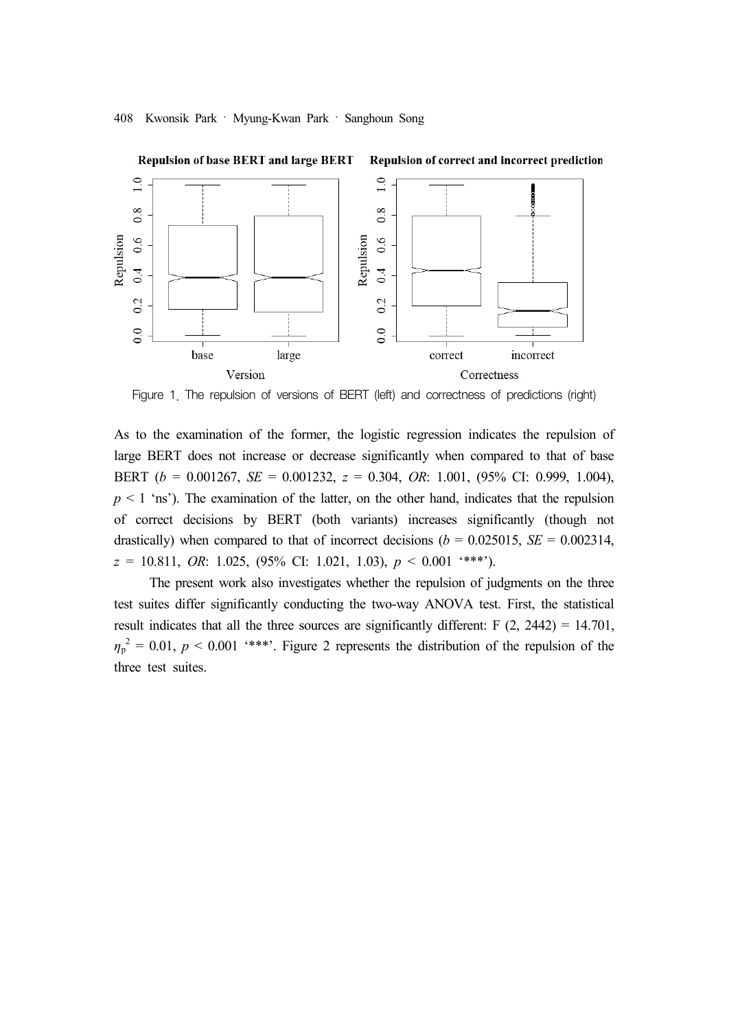Figure 1. The repulsion of versions of BERT (left) and correctness of predictions (right)

As to the examination of the former, the logistic regression indicates the repulsion of large BERT does not increase or decrease significantly when compared to that of base BERT (*b* = 0.001267, *SE* = 0.001232, *z* = 0.304, *OR*: 1.001, (95% CI: 0.999, 1.004), $p < 1$ 'ns'). The examination of the latter, on the other hand, indicates that the repulsion of correct decisions by BERT (both variants) increases significantly (though not drastically) when compared to that of incorrect decisions (*b* = 0.025015, *SE* = 0.002314, *z* = 10.811, *OR*: 1.025, (95% CI: 1.021, 1.03), $p < 0.001$ '***').

The present work also investigates whether the repulsion of judgments on the three test suites differ significantly conducting the two-way ANOVA test. First, the statistical result indicates that all the three sources are significantly different: $F(2, 2442) = 14.701$, $\eta_p^2 = 0.01$, $p < 0.001$ '***'. Figure 2 represents the distribution of the repulsion of the three test suites.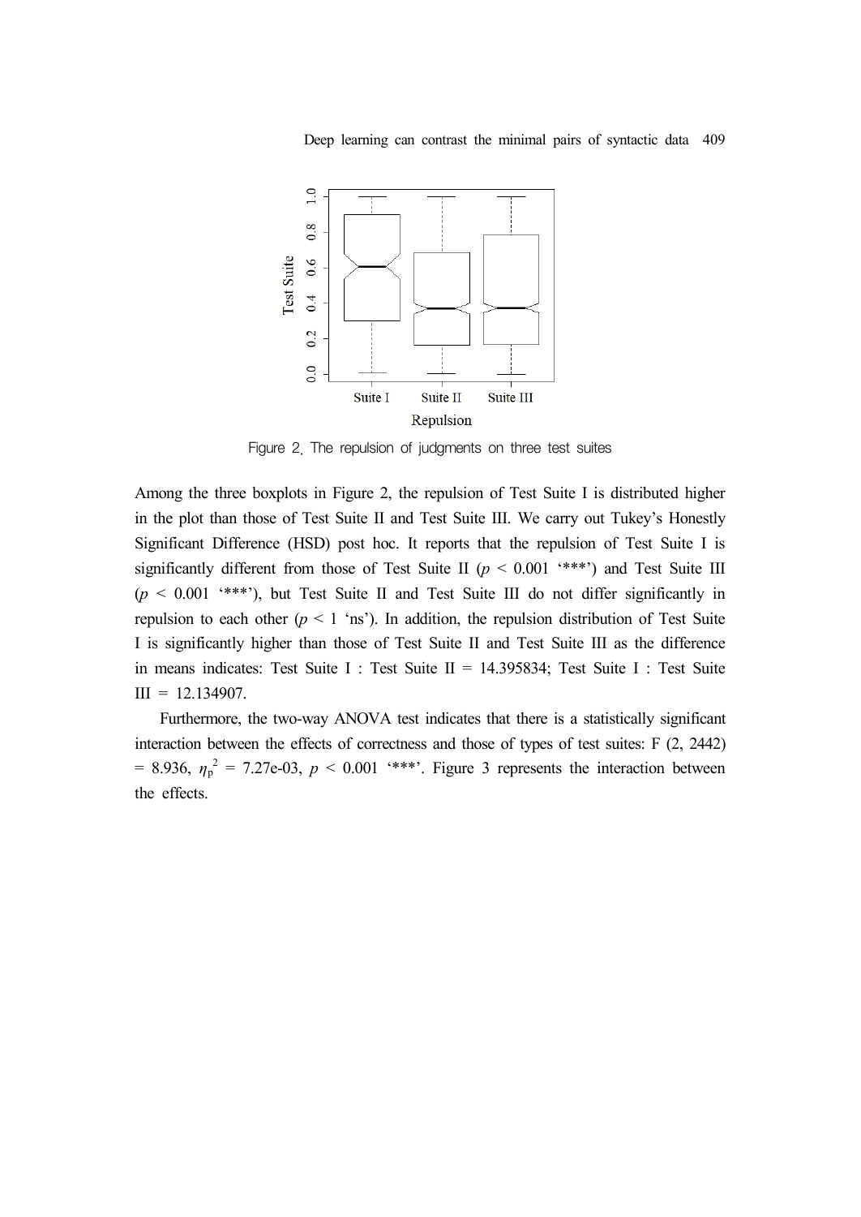Figure 2. The repulsion of judgments on three test suites

Among the three boxplots in Figure 2, the repulsion of Test Suite I is distributed higher in the plot than those of Test Suite II and Test Suite III. We carry out Tukey's Honestly Significant Difference (HSD) post hoc. It reports that the repulsion of Test Suite I is significantly different from those of Test Suite II ($p$ < 0.001 '***') and Test Suite III ($p$ < 0.001 '***'), but Test Suite II and Test Suite III do not differ significantly in repulsion to each other ($p$ < 1 'ns'). In addition, the repulsion distribution of Test Suite I is significantly higher than those of Test Suite II and Test Suite III as the difference in means indicates: Test Suite I : Test Suite II = 14.395834; Test Suite I : Test Suite III = 12.134907.

Furthermore, the two-way ANOVA test indicates that there is a statistically significant interaction between the effects of correctness and those of types of test suites: $F$ (2, 2442) = 8.936, $\eta_p^2$ = 7.27e-03, $p$ < 0.001 '***'. Figure 3 represents the interaction between the effects.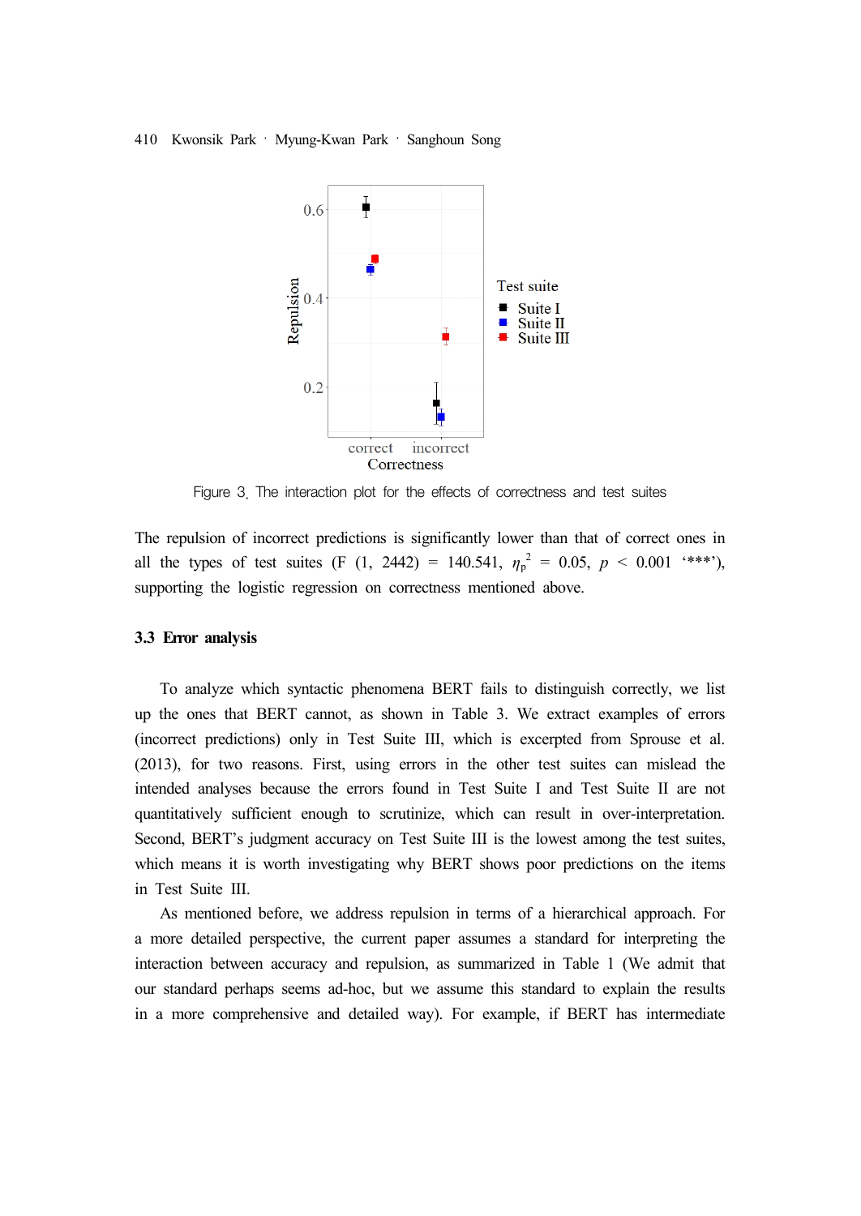Figure 3. The interaction plot for the effects of correctness and test suites

The repulsion of incorrect predictions is significantly lower than that of correct ones in all the types of test suites (F (1, 2442) = 140.541, $\eta_p^2$ = 0.05, $p$ < 0.001 ‘***’), supporting the logistic regression on correctness mentioned above.

### 3.3 Error analysis

To analyze which syntactic phenomena BERT fails to distinguish correctly, we list up the ones that BERT cannot, as shown in Table 3. We extract examples of errors (incorrect predictions) only in Test Suite III, which is excerpted from Sprouse et al. (2013), for two reasons. First, using errors in the other test suites can mislead the intended analyses because the errors found in Test Suite I and Test Suite II are not quantitatively sufficient enough to scrutinize, which can result in over-interpretation. Second, BERT’s judgment accuracy on Test Suite III is the lowest among the test suites, which means it is worth investigating why BERT shows poor predictions on the items in Test Suite III.

As mentioned before, we address repulsion in terms of a hierarchical approach. For a more detailed perspective, the current paper assumes a standard for interpreting the interaction between accuracy and repulsion, as summarized in Table 1 (We admit that our standard perhaps seems ad-hoc, but we assume this standard to explain the results in a more comprehensive and detailed way). For example, if BERT has intermediate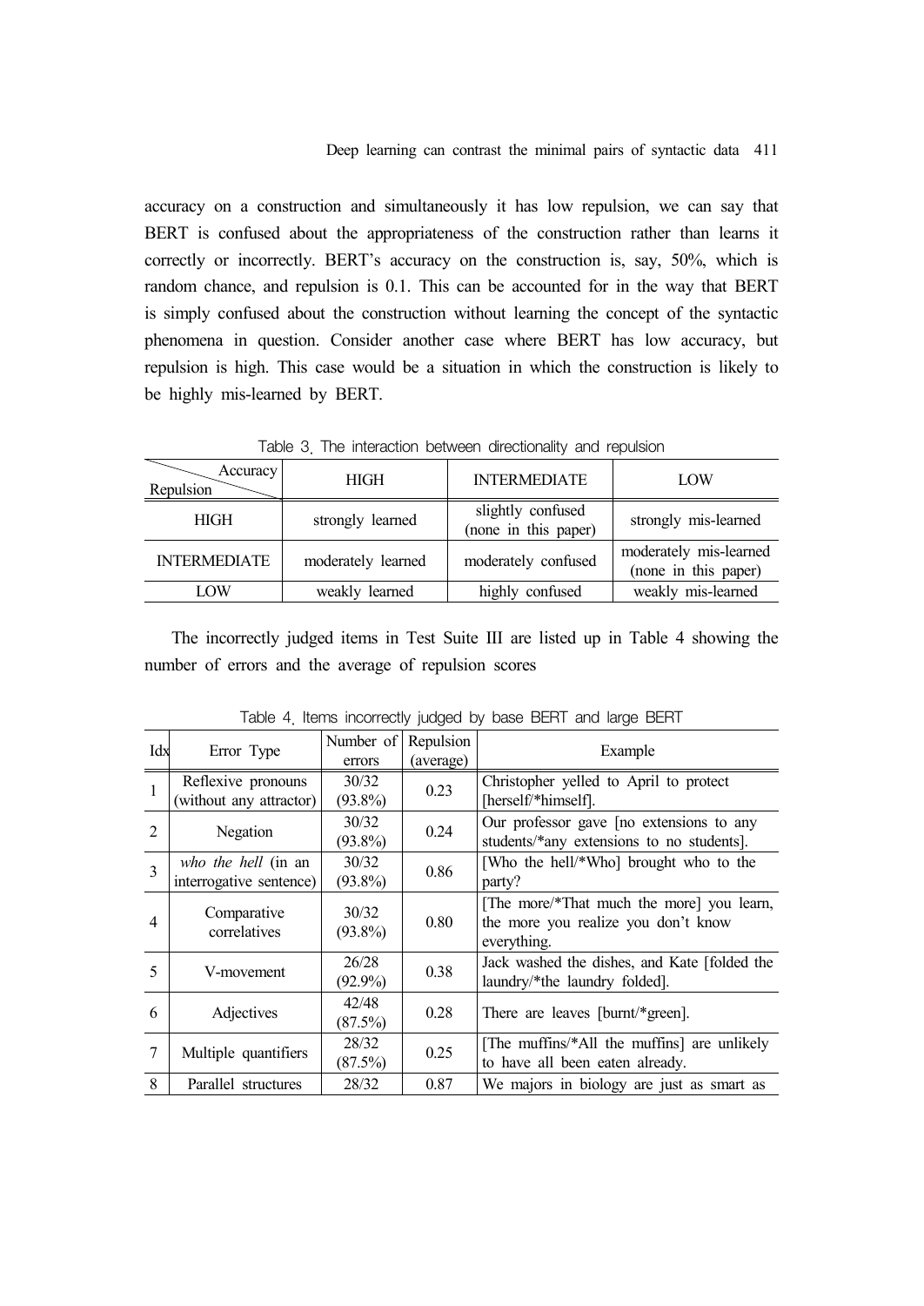accuracy on a construction and simultaneously it has low repulsion, we can say that BERT is confused about the appropriateness of the construction rather than learns it correctly or incorrectly. BERT's accuracy on the construction is, say, 50%, which is random chance, and repulsion is 0.1. This can be accounted for in the way that BERT is simply confused about the construction without learning the concept of the syntactic phenomena in question. Consider another case where BERT has low accuracy, but repulsion is high. This case would be a situation in which the construction is likely to be highly mis-learned by BERT.

Table 3. The interaction between directionality and repulsion

| Repulsion \ Accuracy | HIGH | INTERMEDIATE | LOW |
|---|---|---|---|
| HIGH | strongly learned | slightly confused (none in this paper) | strongly mis-learned |
| INTERMEDIATE | moderately learned | moderately confused | moderately mis-learned (none in this paper) |
| LOW | weakly learned | highly confused | weakly mis-learned |

The incorrectly judged items in Test Suite III are listed up in Table 4 showing the number of errors and the average of repulsion scores

Table 4. Items incorrectly judged by base BERT and large BERT

| Idx | Error Type | Number of errors | Repulsion (average) | Example |
|---|---|---|---|---|
| 1 | Reflexive pronouns (without any attractor) | 30/32 (93.8%) | 0.23 | Christopher yelled to April to protect [herself/*himself]. |
| 2 | Negation | 30/32 (93.8%) | 0.24 | Our professor gave [no extensions to any students/*any extensions to no students]. |
| 3 | *who the hell* (in an interrogative sentence) | 30/32 (93.8%) | 0.86 | [Who the hell/*Who] brought who to the party? |
| 4 | Comparative correlatives | 30/32 (93.8%) | 0.80 | [The more/*That much the more] you learn, the more you realize you don't know everything. |
| 5 | V-movement | 26/28 (92.9%) | 0.38 | Jack washed the dishes, and Kate [folded the laundry/*the laundry folded]. |
| 6 | Adjectives | 42/48 (87.5%) | 0.28 | There are leaves [burnt/*green]. |
| 7 | Multiple quantifiers | 28/32 (87.5%) | 0.25 | [The muffins/*All the muffins] are unlikely to have all been eaten already. |
| 8 | Parallel structures | 28/32 | 0.87 | We majors in biology are just as smart as |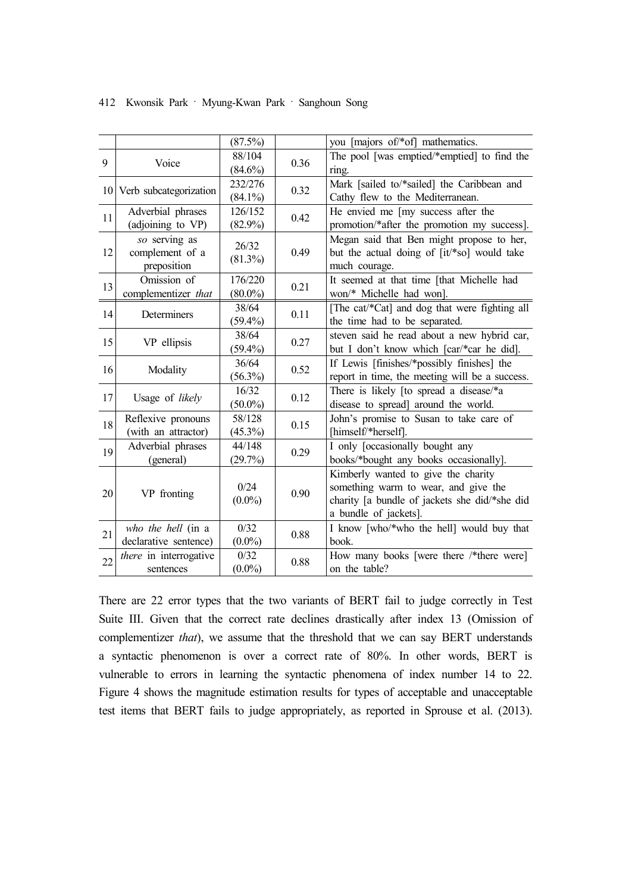| | | (87.5%) | | you [majors of/*of] mathematics. |
|---|---|---|---|---|
| 9 | Voice | 88/104 (84.6%) | 0.36 | The pool [was emptied/*emptied] to find the ring. |
| 10 | Verb subcategorization | 232/276 (84.1%) | 0.32 | Mark [sailed to/*sailed] the Caribbean and Cathy flew to the Mediterranean. |
| 11 | Adverbial phrases (adjoining to VP) | 126/152 (82.9%) | 0.42 | He envied me [my success after the promotion/*after the promotion my success]. |
| 12 | *so* serving as complement of a preposition | 26/32 (81.3%) | 0.49 | Megan said that Ben might propose to her, but the actual doing of [it/*so] would take much courage. |
| 13 | Omission of complementizer *that* | 176/220 (80.0%) | 0.21 | It seemed at that time [that Michelle had won/* Michelle had won]. |
| 14 | Determiners | 38/64 (59.4%) | 0.11 | [The cat/*Cat] and dog that were fighting all the time had to be separated. |
| 15 | VP ellipsis | 38/64 (59.4%) | 0.27 | steven said he read about a new hybrid car, but I don't know which [car/*car he did]. |
| 16 | Modality | 36/64 (56.3%) | 0.52 | If Lewis [finishes/*possibly finishes] the report in time, the meeting will be a success. |
| 17 | Usage of *likely* | 16/32 (50.0%) | 0.12 | There is likely [to spread a disease/*a disease to spread] around the world. |
| 18 | Reflexive pronouns (with an attractor) | 58/128 (45.3%) | 0.15 | John's promise to Susan to take care of [himself/*herself]. |
| 19 | Adverbial phrases (general) | 44/148 (29.7%) | 0.29 | I only [occasionally bought any books/*bought any books occasionally]. |
| 20 | VP fronting | 0/24 (0.0%) | 0.90 | Kimberly wanted to give the charity something warm to wear, and give the charity [a bundle of jackets she did/*she did a bundle of jackets]. |
| 21 | *who the hell* (in a declarative sentence) | 0/32 (0.0%) | 0.88 | I know [who/*who the hell] would buy that book. |
| 22 | *there* in interrogative sentences | 0/32 (0.0%) | 0.88 | How many books [were there /*there were] on the table? |

There are 22 error types that the two variants of BERT fail to judge correctly in Test Suite III. Given that the correct rate declines drastically after index 13 (Omission of complementizer *that*), we assume that the threshold that we can say BERT understands a syntactic phenomenon is over a correct rate of 80%. In other words, BERT is vulnerable to errors in learning the syntactic phenomena of index number 14 to 22. Figure 4 shows the magnitude estimation results for types of acceptable and unacceptable test items that BERT fails to judge appropriately, as reported in Sprouse et al. (2013).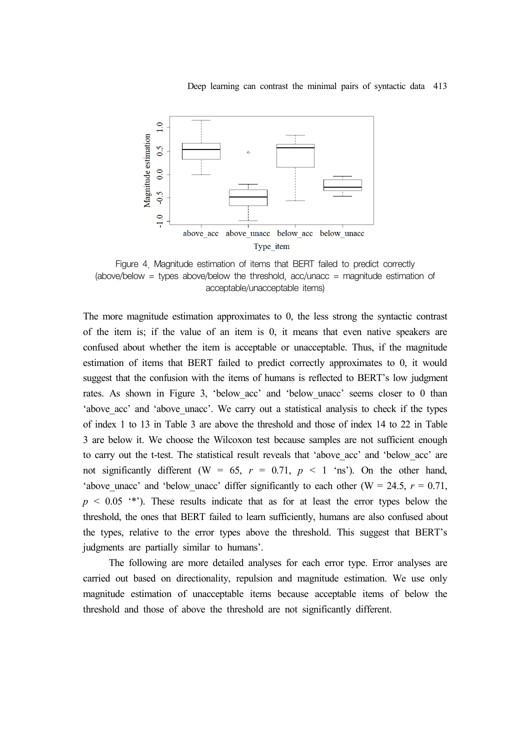Figure 4. Magnitude estimation of items that BERT failed to predict correctly (above/below = types above/below the threshold, acc/unacc = magnitude estimation of acceptable/unacceptable items)

The more magnitude estimation approximates to 0, the less strong the syntactic contrast of the item is; if the value of an item is 0, it means that even native speakers are confused about whether the item is acceptable or unacceptable. Thus, if the magnitude estimation of items that BERT failed to predict correctly approximates to 0, it would suggest that the confusion with the items of humans is reflected to BERT's low judgment rates. As shown in Figure 3, 'below_acc' and 'below_unacc' seems closer to 0 than 'above_acc' and 'above_unacc'. We carry out a statistical analysis to check if the types of index 1 to 13 in Table 3 are above the threshold and those of index 14 to 22 in Table 3 are below it. We choose the Wilcoxon test because samples are not sufficient enough to carry out the t-test. The statistical result reveals that 'above_acc' and 'below_acc' are not significantly different (W = 65, $r$ = 0.71, $p$ < 1 'ns'). On the other hand, 'above_unacc' and 'below_unacc' differ significantly to each other (W = 24.5, $r$ = 0.71, $p$ < 0.05 '*'). These results indicate that as for at least the error types below the threshold, the ones that BERT failed to learn sufficiently, humans are also confused about the types, relative to the error types above the threshold. This suggest that BERT's judgments are partially similar to humans'.

The following are more detailed analyses for each error type. Error analyses are carried out based on directionality, repulsion and magnitude estimation. We use only magnitude estimation of unacceptable items because acceptable items of below the threshold and those of above the threshold are not significantly different.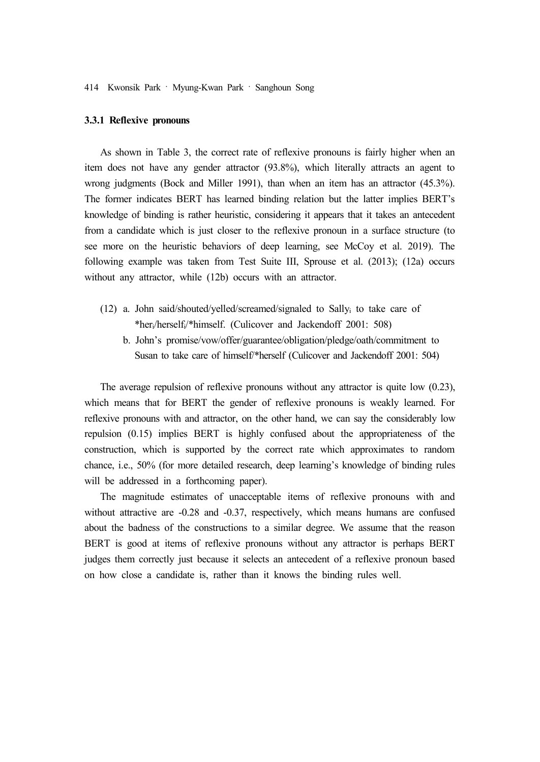### 3.3.1 Reflexive pronouns

As shown in Table 3, the correct rate of reflexive pronouns is fairly higher when an item does not have any gender attractor (93.8%), which literally attracts an agent to wrong judgments (Bock and Miller 1991), than when an item has an attractor (45.3%). The former indicates BERT has learned binding relation but the latter implies BERT's knowledge of binding is rather heuristic, considering it appears that it takes an antecedent from a candidate which is just closer to the reflexive pronoun in a surface structure (to see more on the heuristic behaviors of deep learning, see McCoy et al. 2019). The following example was taken from Test Suite III, Sprouse et al. (2013); (12a) occurs without any attractor, while (12b) occurs with an attractor.

(12) a. John said/shouted/yelled/screamed/signaled to Sally$_i$ to take care of *her$_i$/herself$_i$/*himself. (Culicover and Jackendoff 2001: 508)

b. John's promise/vow/offer/guarantee/obligation/pledge/oath/commitment to Susan to take care of himself/*herself (Culicover and Jackendoff 2001: 504)

The average repulsion of reflexive pronouns without any attractor is quite low (0.23), which means that for BERT the gender of reflexive pronouns is weakly learned. For reflexive pronouns with and attractor, on the other hand, we can say the considerably low repulsion (0.15) implies BERT is highly confused about the appropriateness of the construction, which is supported by the correct rate which approximates to random chance, i.e., 50% (for more detailed research, deep learning's knowledge of binding rules will be addressed in a forthcoming paper).

The magnitude estimates of unacceptable items of reflexive pronouns with and without attractive are -0.28 and -0.37, respectively, which means humans are confused about the badness of the constructions to a similar degree. We assume that the reason BERT is good at items of reflexive pronouns without any attractor is perhaps BERT judges them correctly just because it selects an antecedent of a reflexive pronoun based on how close a candidate is, rather than it knows the binding rules well.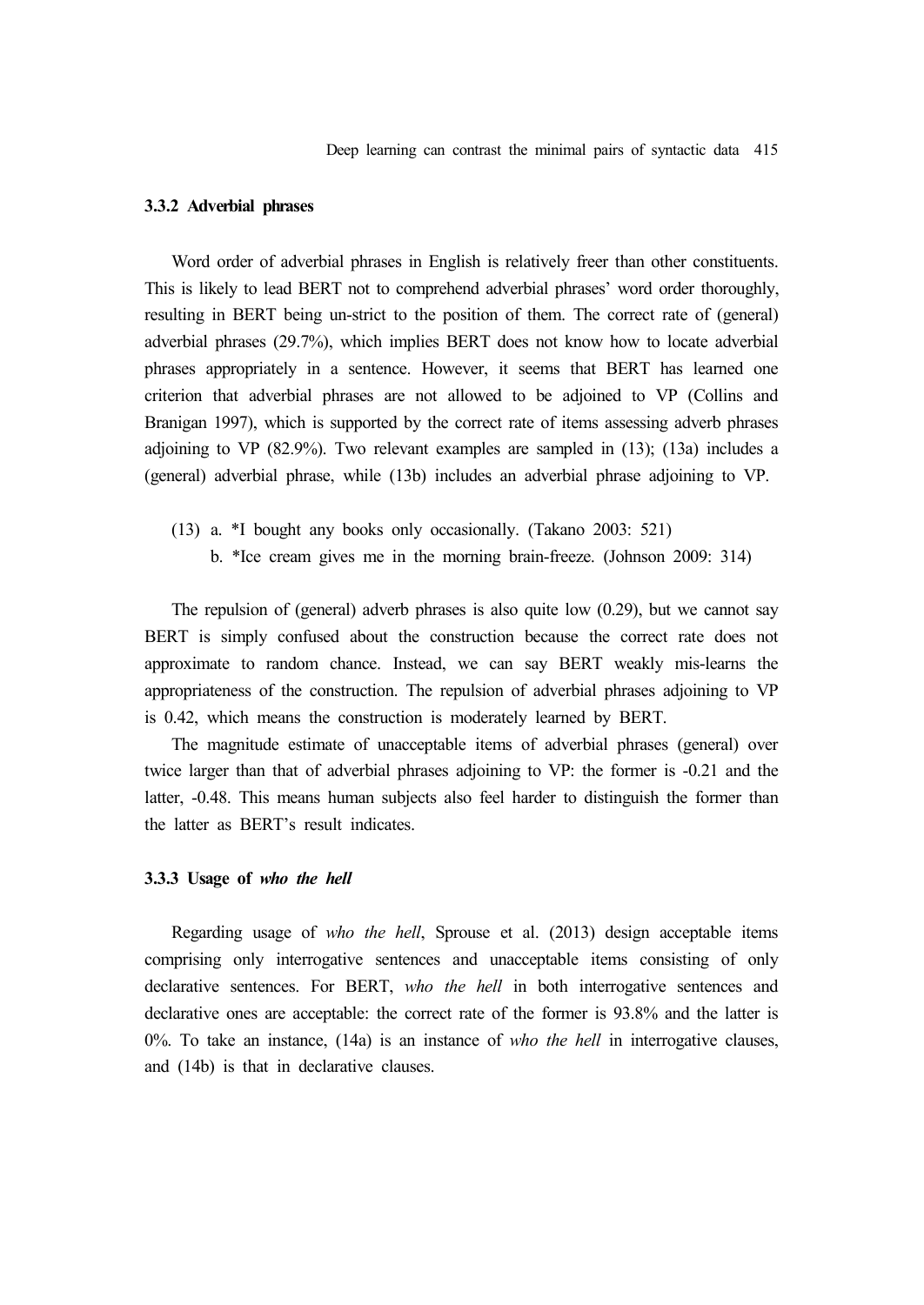### 3.3.2 Adverbial phrases

Word order of adverbial phrases in English is relatively freer than other constituents. This is likely to lead BERT not to comprehend adverbial phrases' word order thoroughly, resulting in BERT being un-strict to the position of them. The correct rate of (general) adverbial phrases (29.7%), which implies BERT does not know how to locate adverbial phrases appropriately in a sentence. However, it seems that BERT has learned one criterion that adverbial phrases are not allowed to be adjoined to VP (Collins and Branigan 1997), which is supported by the correct rate of items assessing adverb phrases adjoining to VP (82.9%). Two relevant examples are sampled in (13); (13a) includes a (general) adverbial phrase, while (13b) includes an adverbial phrase adjoining to VP.

(13) a. *I bought any books only occasionally. (Takano 2003: 521)
     b. *Ice cream gives me in the morning brain-freeze. (Johnson 2009: 314)

The repulsion of (general) adverb phrases is also quite low (0.29), but we cannot say BERT is simply confused about the construction because the correct rate does not approximate to random chance. Instead, we can say BERT weakly mis-learns the appropriateness of the construction. The repulsion of adverbial phrases adjoining to VP is 0.42, which means the construction is moderately learned by BERT.

The magnitude estimate of unacceptable items of adverbial phrases (general) over twice larger than that of adverbial phrases adjoining to VP: the former is -0.21 and the latter, -0.48. This means human subjects also feel harder to distinguish the former than the latter as BERT's result indicates.

### 3.3.3 Usage of *who the hell*

Regarding usage of *who the hell*, Sprouse et al. (2013) design acceptable items comprising only interrogative sentences and unacceptable items consisting of only declarative sentences. For BERT, *who the hell* in both interrogative sentences and declarative ones are acceptable: the correct rate of the former is 93.8% and the latter is 0%. To take an instance, (14a) is an instance of *who the hell* in interrogative clauses, and (14b) is that in declarative clauses.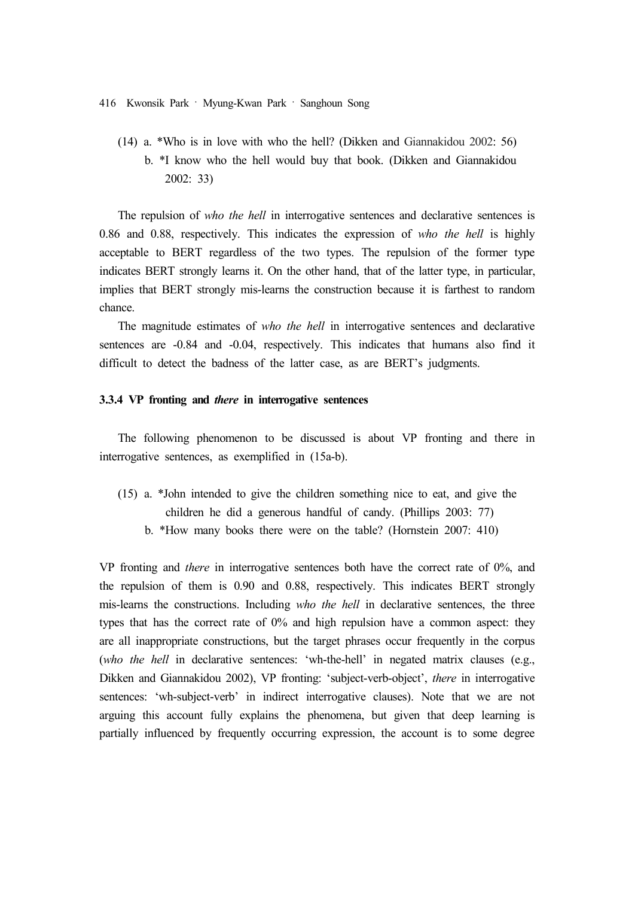(14) a. *Who is in love with who the hell? (Dikken and Giannakidou 2002: 56)
     b. *I know who the hell would buy that book. (Dikken and Giannakidou 2002: 33)

The repulsion of *who the hell* in interrogative sentences and declarative sentences is 0.86 and 0.88, respectively. This indicates the expression of *who the hell* is highly acceptable to BERT regardless of the two types. The repulsion of the former type indicates BERT strongly learns it. On the other hand, that of the latter type, in particular, implies that BERT strongly mis-learns the construction because it is farthest to random chance.

The magnitude estimates of *who the hell* in interrogative sentences and declarative sentences are -0.84 and -0.04, respectively. This indicates that humans also find it difficult to detect the badness of the latter case, as are BERT's judgments.

#### 3.3.4 VP fronting and *there* in interrogative sentences

The following phenomenon to be discussed is about VP fronting and there in interrogative sentences, as exemplified in (15a-b).

(15) a. *John intended to give the children something nice to eat, and give the children he did a generous handful of candy. (Phillips 2003: 77)
     b. *How many books there were on the table? (Hornstein 2007: 410)

VP fronting and *there* in interrogative sentences both have the correct rate of 0%, and the repulsion of them is 0.90 and 0.88, respectively. This indicates BERT strongly mis-learns the constructions. Including *who the hell* in declarative sentences, the three types that has the correct rate of 0% and high repulsion have a common aspect: they are all inappropriate constructions, but the target phrases occur frequently in the corpus (*who the hell* in declarative sentences: 'wh-the-hell' in negated matrix clauses (e.g., Dikken and Giannakidou 2002), VP fronting: 'subject-verb-object', *there* in interrogative sentences: 'wh-subject-verb' in indirect interrogative clauses). Note that we are not arguing this account fully explains the phenomena, but given that deep learning is partially influenced by frequently occurring expression, the account is to some degree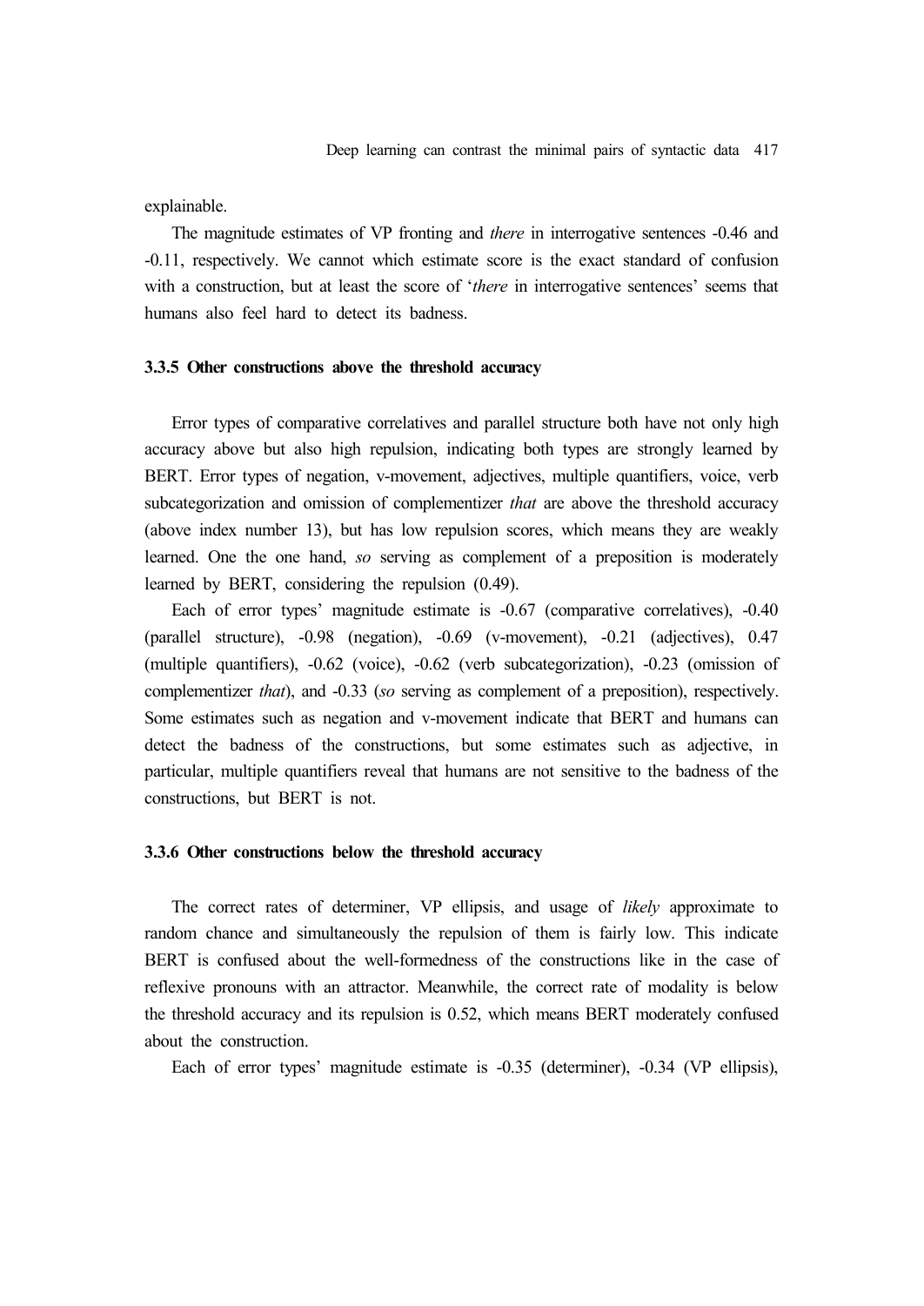explainable.

The magnitude estimates of VP fronting and *there* in interrogative sentences -0.46 and -0.11, respectively. We cannot which estimate score is the exact standard of confusion with a construction, but at least the score of '*there* in interrogative sentences' seems that humans also feel hard to detect its badness.

### 3.3.5 Other constructions above the threshold accuracy

Error types of comparative correlatives and parallel structure both have not only high accuracy above but also high repulsion, indicating both types are strongly learned by BERT. Error types of negation, v-movement, adjectives, multiple quantifiers, voice, verb subcategorization and omission of complementizer *that* are above the threshold accuracy (above index number 13), but has low repulsion scores, which means they are weakly learned. One the one hand, *so* serving as complement of a preposition is moderately learned by BERT, considering the repulsion (0.49).

Each of error types' magnitude estimate is -0.67 (comparative correlatives), -0.40 (parallel structure), -0.98 (negation), -0.69 (v-movement), -0.21 (adjectives), 0.47 (multiple quantifiers), -0.62 (voice), -0.62 (verb subcategorization), -0.23 (omission of complementizer *that*), and -0.33 (*so* serving as complement of a preposition), respectively. Some estimates such as negation and v-movement indicate that BERT and humans can detect the badness of the constructions, but some estimates such as adjective, in particular, multiple quantifiers reveal that humans are not sensitive to the badness of the constructions, but BERT is not.

### 3.3.6 Other constructions below the threshold accuracy

The correct rates of determiner, VP ellipsis, and usage of *likely* approximate to random chance and simultaneously the repulsion of them is fairly low. This indicate BERT is confused about the well-formedness of the constructions like in the case of reflexive pronouns with an attractor. Meanwhile, the correct rate of modality is below the threshold accuracy and its repulsion is 0.52, which means BERT moderately confused about the construction.

Each of error types' magnitude estimate is -0.35 (determiner), -0.34 (VP ellipsis),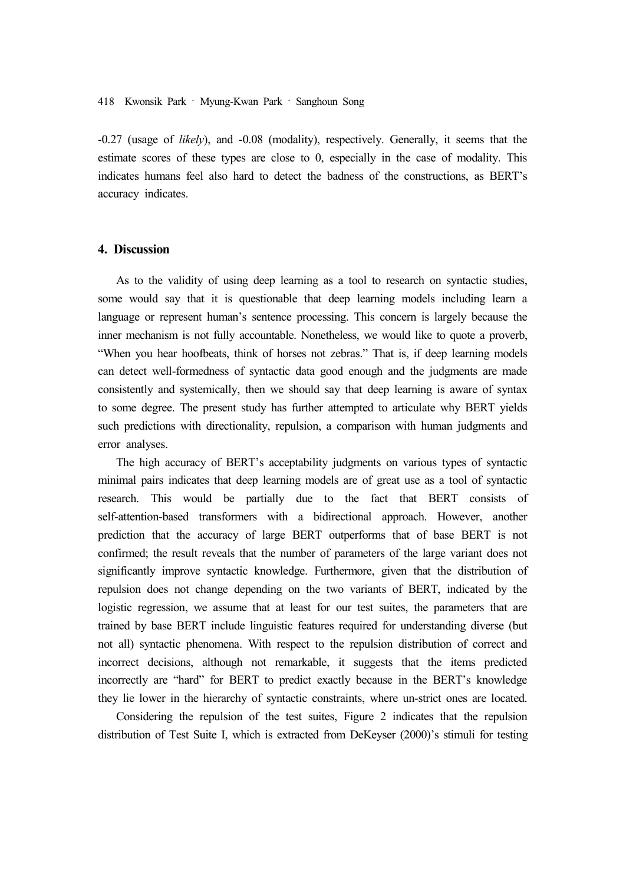-0.27 (usage of *likely*), and -0.08 (modality), respectively. Generally, it seems that the estimate scores of these types are close to 0, especially in the case of modality. This indicates humans feel also hard to detect the badness of the constructions, as BERT's accuracy indicates.

## 4. Discussion

As to the validity of using deep learning as a tool to research on syntactic studies, some would say that it is questionable that deep learning models including learn a language or represent human's sentence processing. This concern is largely because the inner mechanism is not fully accountable. Nonetheless, we would like to quote a proverb, "When you hear hoofbeats, think of horses not zebras." That is, if deep learning models can detect well-formedness of syntactic data good enough and the judgments are made consistently and systemically, then we should say that deep learning is aware of syntax to some degree. The present study has further attempted to articulate why BERT yields such predictions with directionality, repulsion, a comparison with human judgments and error analyses.

The high accuracy of BERT's acceptability judgments on various types of syntactic minimal pairs indicates that deep learning models are of great use as a tool of syntactic research. This would be partially due to the fact that BERT consists of self-attention-based transformers with a bidirectional approach. However, another prediction that the accuracy of large BERT outperforms that of base BERT is not confirmed; the result reveals that the number of parameters of the large variant does not significantly improve syntactic knowledge. Furthermore, given that the distribution of repulsion does not change depending on the two variants of BERT, indicated by the logistic regression, we assume that at least for our test suites, the parameters that are trained by base BERT include linguistic features required for understanding diverse (but not all) syntactic phenomena. With respect to the repulsion distribution of correct and incorrect decisions, although not remarkable, it suggests that the items predicted incorrectly are "hard" for BERT to predict exactly because in the BERT's knowledge they lie lower in the hierarchy of syntactic constraints, where un-strict ones are located.

Considering the repulsion of the test suites, Figure 2 indicates that the repulsion distribution of Test Suite I, which is extracted from DeKeyser (2000)'s stimuli for testing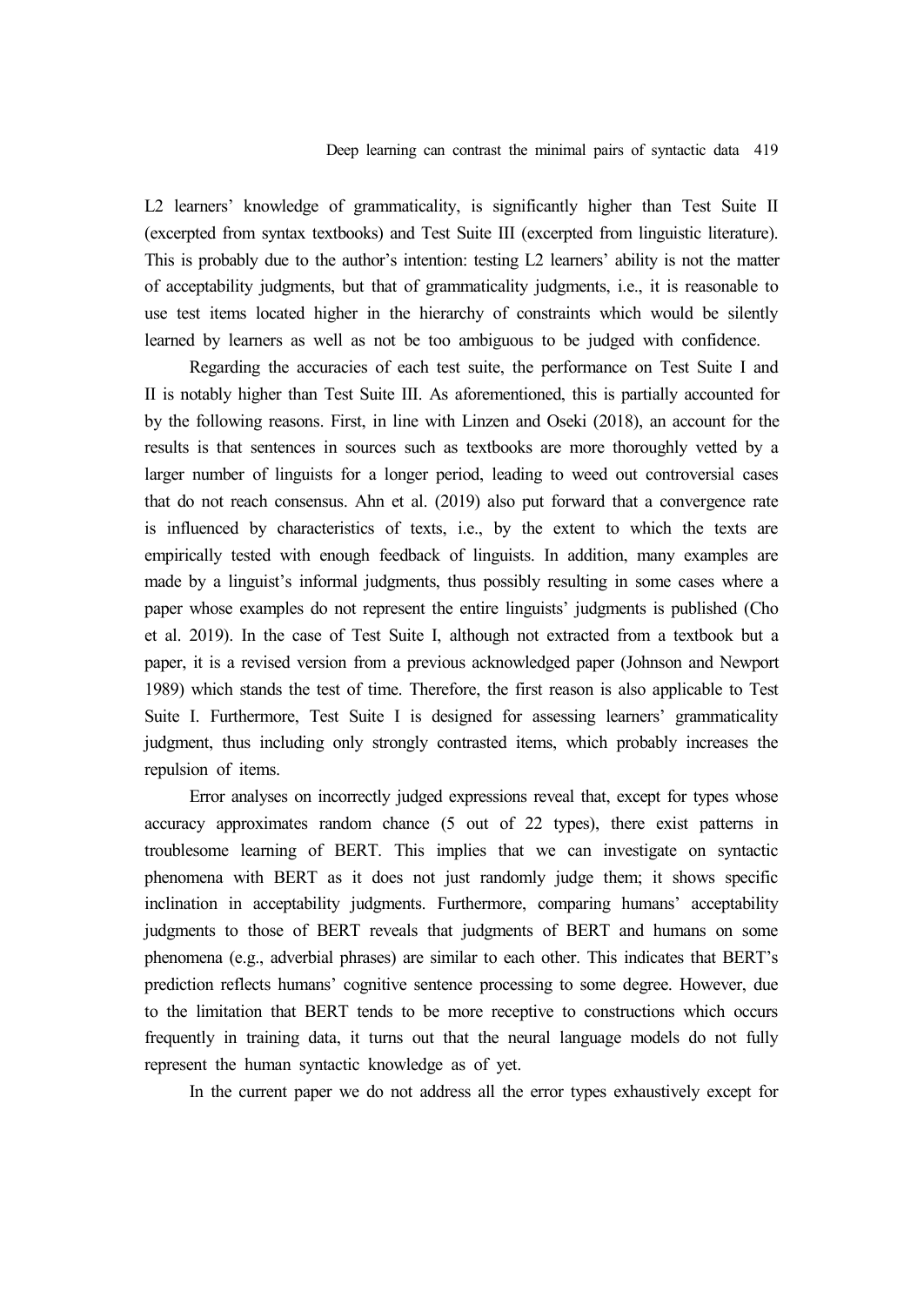L2 learners' knowledge of grammaticality, is significantly higher than Test Suite II (excerpted from syntax textbooks) and Test Suite III (excerpted from linguistic literature). This is probably due to the author's intention: testing L2 learners' ability is not the matter of acceptability judgments, but that of grammaticality judgments, i.e., it is reasonable to use test items located higher in the hierarchy of constraints which would be silently learned by learners as well as not be too ambiguous to be judged with confidence.

Regarding the accuracies of each test suite, the performance on Test Suite I and II is notably higher than Test Suite III. As aforementioned, this is partially accounted for by the following reasons. First, in line with Linzen and Oseki (2018), an account for the results is that sentences in sources such as textbooks are more thoroughly vetted by a larger number of linguists for a longer period, leading to weed out controversial cases that do not reach consensus. Ahn et al. (2019) also put forward that a convergence rate is influenced by characteristics of texts, i.e., by the extent to which the texts are empirically tested with enough feedback of linguists. In addition, many examples are made by a linguist's informal judgments, thus possibly resulting in some cases where a paper whose examples do not represent the entire linguists' judgments is published (Cho et al. 2019). In the case of Test Suite I, although not extracted from a textbook but a paper, it is a revised version from a previous acknowledged paper (Johnson and Newport 1989) which stands the test of time. Therefore, the first reason is also applicable to Test Suite I. Furthermore, Test Suite I is designed for assessing learners' grammaticality judgment, thus including only strongly contrasted items, which probably increases the repulsion of items.

Error analyses on incorrectly judged expressions reveal that, except for types whose accuracy approximates random chance (5 out of 22 types), there exist patterns in troublesome learning of BERT. This implies that we can investigate on syntactic phenomena with BERT as it does not just randomly judge them; it shows specific inclination in acceptability judgments. Furthermore, comparing humans' acceptability judgments to those of BERT reveals that judgments of BERT and humans on some phenomena (e.g., adverbial phrases) are similar to each other. This indicates that BERT's prediction reflects humans' cognitive sentence processing to some degree. However, due to the limitation that BERT tends to be more receptive to constructions which occurs frequently in training data, it turns out that the neural language models do not fully represent the human syntactic knowledge as of yet.

In the current paper we do not address all the error types exhaustively except for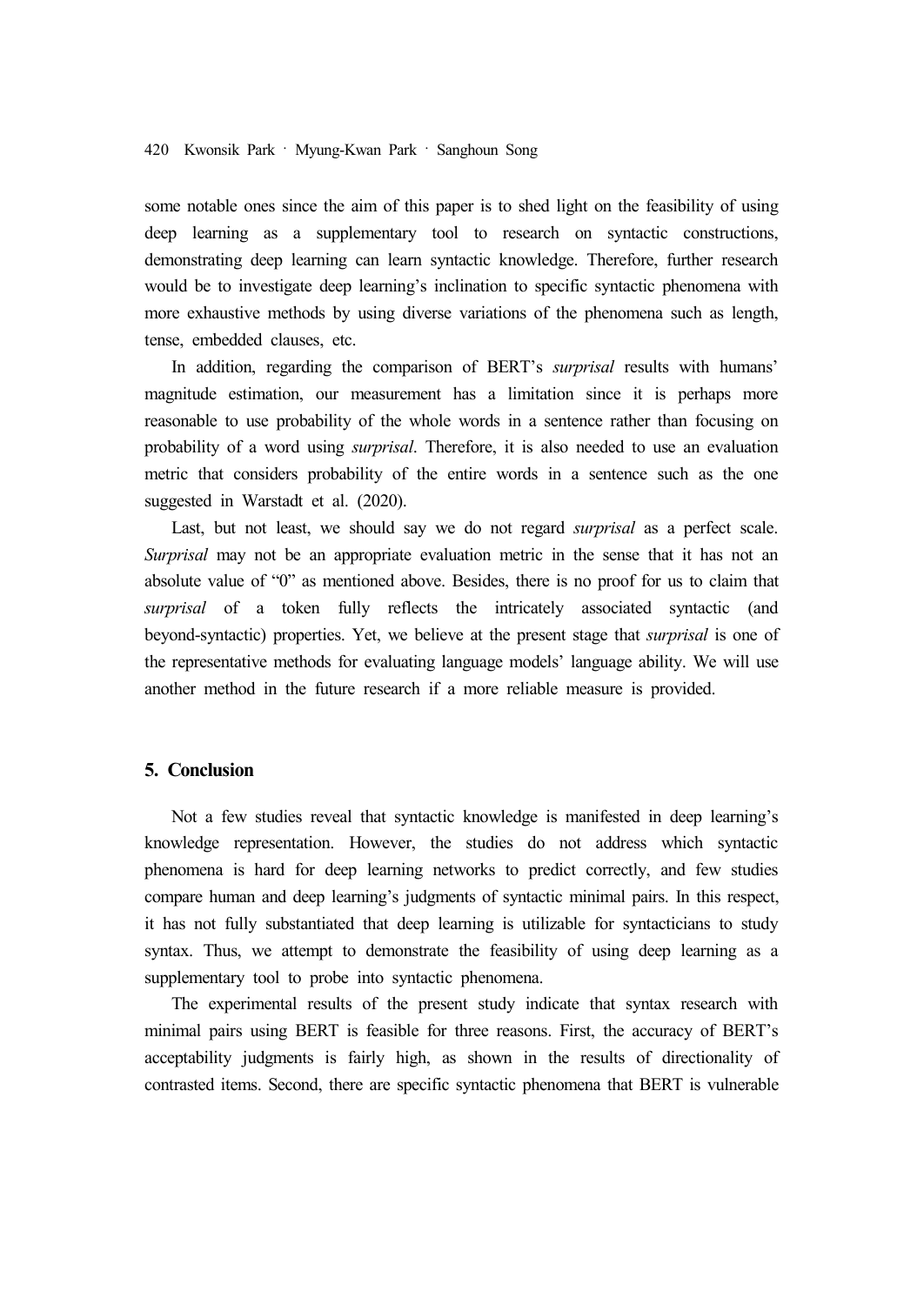some notable ones since the aim of this paper is to shed light on the feasibility of using deep learning as a supplementary tool to research on syntactic constructions, demonstrating deep learning can learn syntactic knowledge. Therefore, further research would be to investigate deep learning's inclination to specific syntactic phenomena with more exhaustive methods by using diverse variations of the phenomena such as length, tense, embedded clauses, etc.

In addition, regarding the comparison of BERT's *surprisal* results with humans' magnitude estimation, our measurement has a limitation since it is perhaps more reasonable to use probability of the whole words in a sentence rather than focusing on probability of a word using *surprisal*. Therefore, it is also needed to use an evaluation metric that considers probability of the entire words in a sentence such as the one suggested in Warstadt et al. (2020).

Last, but not least, we should say we do not regard *surprisal* as a perfect scale. *Surprisal* may not be an appropriate evaluation metric in the sense that it has not an absolute value of "0" as mentioned above. Besides, there is no proof for us to claim that *surprisal* of a token fully reflects the intricately associated syntactic (and beyond-syntactic) properties. Yet, we believe at the present stage that *surprisal* is one of the representative methods for evaluating language models' language ability. We will use another method in the future research if a more reliable measure is provided.

## 5. Conclusion

Not a few studies reveal that syntactic knowledge is manifested in deep learning's knowledge representation. However, the studies do not address which syntactic phenomena is hard for deep learning networks to predict correctly, and few studies compare human and deep learning's judgments of syntactic minimal pairs. In this respect, it has not fully substantiated that deep learning is utilizable for syntacticians to study syntax. Thus, we attempt to demonstrate the feasibility of using deep learning as a supplementary tool to probe into syntactic phenomena.

The experimental results of the present study indicate that syntax research with minimal pairs using BERT is feasible for three reasons. First, the accuracy of BERT's acceptability judgments is fairly high, as shown in the results of directionality of contrasted items. Second, there are specific syntactic phenomena that BERT is vulnerable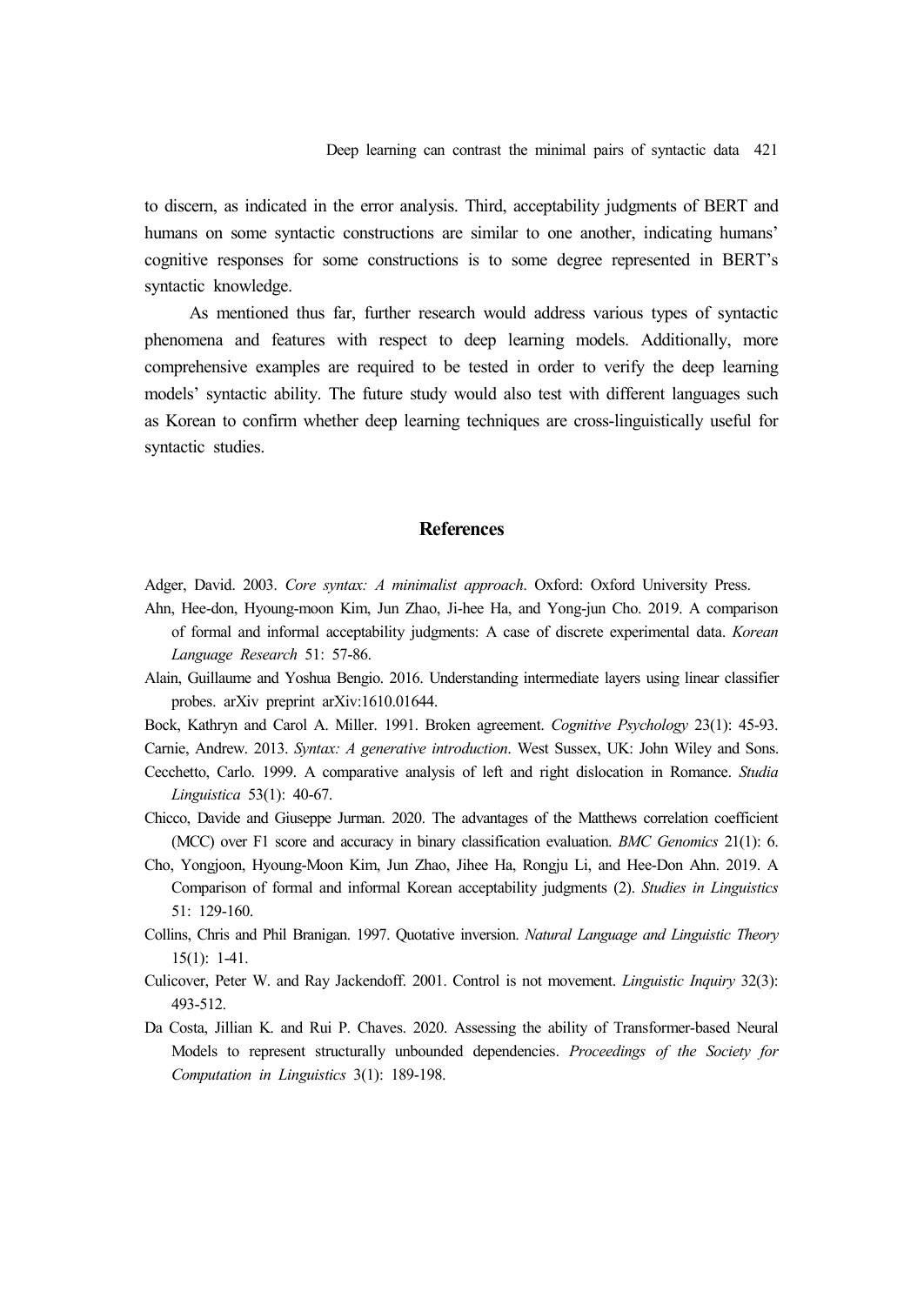to discern, as indicated in the error analysis. Third, acceptability judgments of BERT and humans on some syntactic constructions are similar to one another, indicating humans' cognitive responses for some constructions is to some degree represented in BERT's syntactic knowledge.

As mentioned thus far, further research would address various types of syntactic phenomena and features with respect to deep learning models. Additionally, more comprehensive examples are required to be tested in order to verify the deep learning models' syntactic ability. The future study would also test with different languages such as Korean to confirm whether deep learning techniques are cross-linguistically useful for syntactic studies.

## References

Adger, David. 2003. *Core syntax: A minimalist approach*. Oxford: Oxford University Press.

Ahn, Hee-don, Hyoung-moon Kim, Jun Zhao, Ji-hee Ha, and Yong-jun Cho. 2019. A comparison of formal and informal acceptability judgments: A case of discrete experimental data. *Korean Language Research* 51: 57-86.

Alain, Guillaume and Yoshua Bengio. 2016. Understanding intermediate layers using linear classifier probes. arXiv preprint arXiv:1610.01644.

Bock, Kathryn and Carol A. Miller. 1991. Broken agreement. *Cognitive Psychology* 23(1): 45-93.

Carnie, Andrew. 2013. *Syntax: A generative introduction*. West Sussex, UK: John Wiley and Sons.

Cecchetto, Carlo. 1999. A comparative analysis of left and right dislocation in Romance. *Studia Linguistica* 53(1): 40-67.

Chicco, Davide and Giuseppe Jurman. 2020. The advantages of the Matthews correlation coefficient (MCC) over F1 score and accuracy in binary classification evaluation. *BMC Genomics* 21(1): 6.

Cho, Yongjoon, Hyoung-Moon Kim, Jun Zhao, Jihee Ha, Rongju Li, and Hee-Don Ahn. 2019. A Comparison of formal and informal Korean acceptability judgments (2). *Studies in Linguistics* 51: 129-160.

Collins, Chris and Phil Branigan. 1997. Quotative inversion. *Natural Language and Linguistic Theory* 15(1): 1-41.

Culicover, Peter W. and Ray Jackendoff. 2001. Control is not movement. *Linguistic Inquiry* 32(3): 493-512.

Da Costa, Jillian K. and Rui P. Chaves. 2020. Assessing the ability of Transformer-based Neural Models to represent structurally unbounded dependencies. *Proceedings of the Society for Computation in Linguistics* 3(1): 189-198.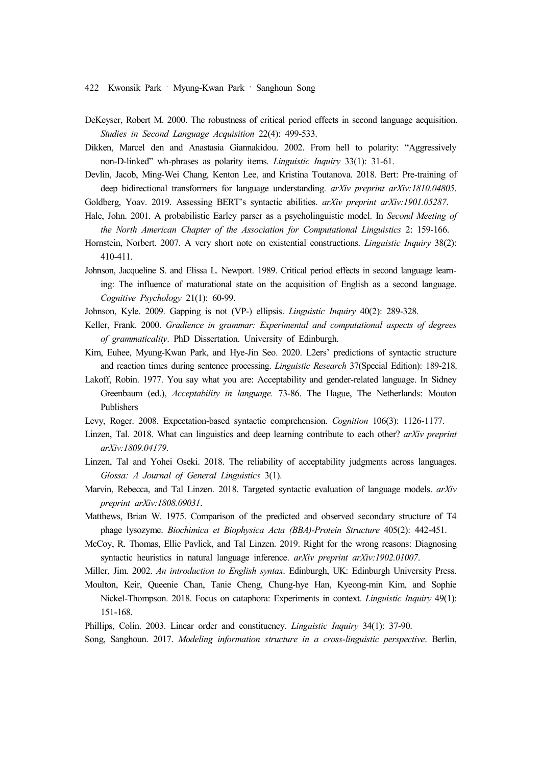DeKeyser, Robert M. 2000. The robustness of critical period effects in second language acquisition. *Studies in Second Language Acquisition* 22(4): 499-533.

Dikken, Marcel den and Anastasia Giannakidou. 2002. From hell to polarity: "Aggressively non-D-linked" wh-phrases as polarity items. *Linguistic Inquiry* 33(1): 31-61.

Devlin, Jacob, Ming-Wei Chang, Kenton Lee, and Kristina Toutanova. 2018. Bert: Pre-training of deep bidirectional transformers for language understanding. *arXiv preprint arXiv:1810.04805*.

Goldberg, Yoav. 2019. Assessing BERT's syntactic abilities. *arXiv preprint arXiv:1901.05287*.

Hale, John. 2001. A probabilistic Earley parser as a psycholinguistic model. In *Second Meeting of the North American Chapter of the Association for Computational Linguistics* 2: 159-166.

Hornstein, Norbert. 2007. A very short note on existential constructions. *Linguistic Inquiry* 38(2): 410-411.

Johnson, Jacqueline S. and Elissa L. Newport. 1989. Critical period effects in second language learning: The influence of maturational state on the acquisition of English as a second language. *Cognitive Psychology* 21(1): 60-99.

Johnson, Kyle. 2009. Gapping is not (VP-) ellipsis. *Linguistic Inquiry* 40(2): 289-328.

Keller, Frank. 2000. *Gradience in grammar: Experimental and computational aspects of degrees of grammaticality*. PhD Dissertation. University of Edinburgh.

Kim, Euhee, Myung-Kwan Park, and Hye-Jin Seo. 2020. L2ers' predictions of syntactic structure and reaction times during sentence processing. *Linguistic Research* 37(Special Edition): 189-218.

Lakoff, Robin. 1977. You say what you are: Acceptability and gender-related language. In Sidney Greenbaum (ed.), *Acceptability in language.* 73-86. The Hague, The Netherlands: Mouton Publishers

Levy, Roger. 2008. Expectation-based syntactic comprehension. *Cognition* 106(3): 1126-1177.

Linzen, Tal. 2018. What can linguistics and deep learning contribute to each other? *arXiv preprint arXiv:1809.04179*.

Linzen, Tal and Yohei Oseki. 2018. The reliability of acceptability judgments across languages. *Glossa: A Journal of General Linguistics* 3(1).

Marvin, Rebecca, and Tal Linzen. 2018. Targeted syntactic evaluation of language models. *arXiv preprint arXiv:1808.09031*.

Matthews, Brian W. 1975. Comparison of the predicted and observed secondary structure of T4 phage lysozyme. *Biochimica et Biophysica Acta (BBA)-Protein Structure* 405(2): 442-451.

McCoy, R. Thomas, Ellie Pavlick, and Tal Linzen. 2019. Right for the wrong reasons: Diagnosing syntactic heuristics in natural language inference. *arXiv preprint arXiv:1902.01007*.

Miller, Jim. 2002. *An introduction to English syntax*. Edinburgh, UK: Edinburgh University Press.

Moulton, Keir, Queenie Chan, Tanie Cheng, Chung-hye Han, Kyeong-min Kim, and Sophie Nickel-Thompson. 2018. Focus on cataphora: Experiments in context. *Linguistic Inquiry* 49(1): 151-168.

Phillips, Colin. 2003. Linear order and constituency. *Linguistic Inquiry* 34(1): 37-90.

Song, Sanghoun. 2017. *Modeling information structure in a cross-linguistic perspective*. Berlin,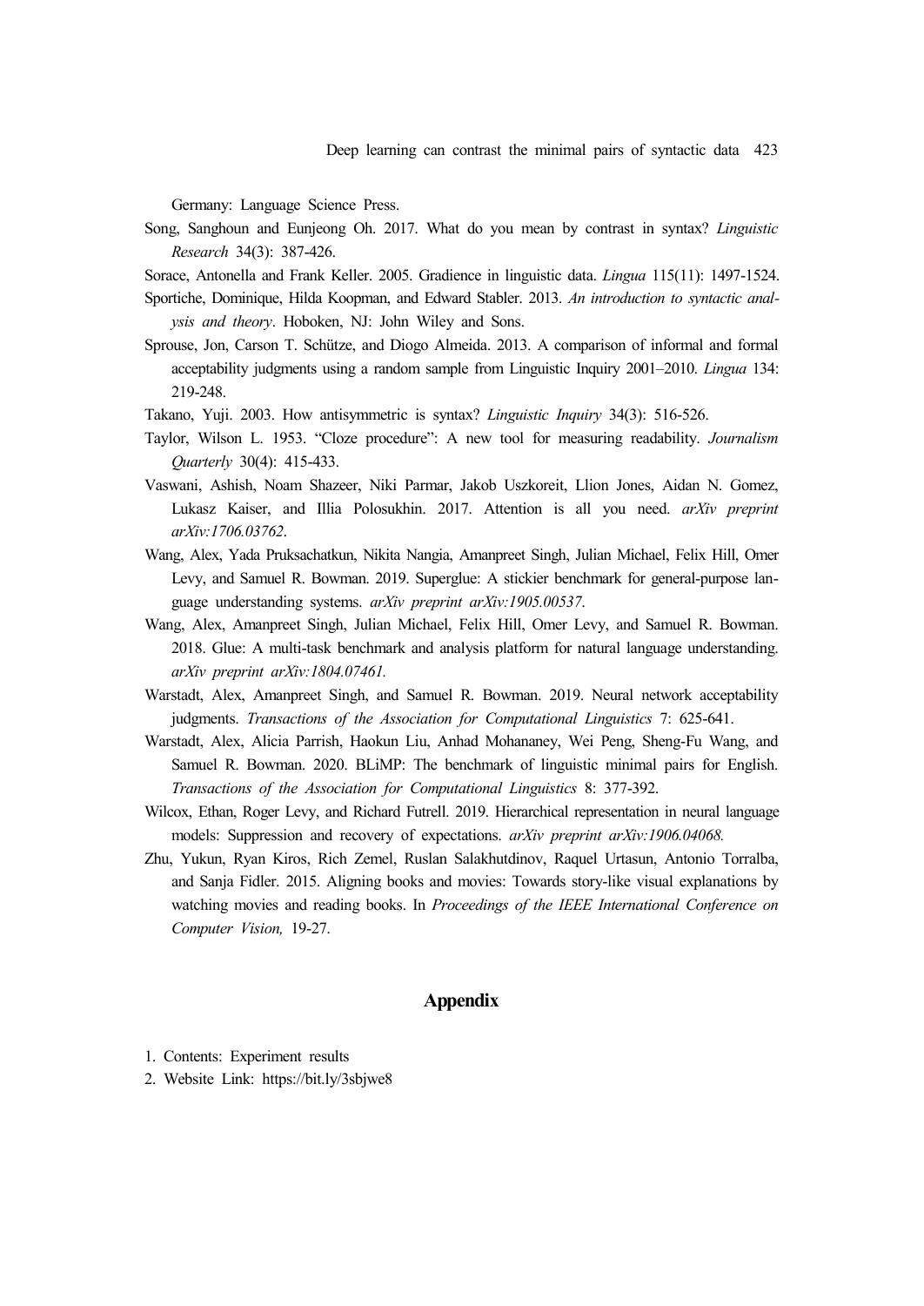Germany: Language Science Press.

Song, Sanghoun and Eunjeong Oh. 2017. What do you mean by contrast in syntax? *Linguistic Research* 34(3): 387-426.

Sorace, Antonella and Frank Keller. 2005. Gradience in linguistic data. *Lingua* 115(11): 1497-1524.

Sportiche, Dominique, Hilda Koopman, and Edward Stabler. 2013. *An introduction to syntactic analysis and theory*. Hoboken, NJ: John Wiley and Sons.

Sprouse, Jon, Carson T. Schütze, and Diogo Almeida. 2013. A comparison of informal and formal acceptability judgments using a random sample from Linguistic Inquiry 2001–2010. *Lingua* 134: 219-248.

Takano, Yuji. 2003. How antisymmetric is syntax? *Linguistic Inquiry* 34(3): 516-526.

Taylor, Wilson L. 1953. "Cloze procedure": A new tool for measuring readability. *Journalism Quarterly* 30(4): 415-433.

Vaswani, Ashish, Noam Shazeer, Niki Parmar, Jakob Uszkoreit, Llion Jones, Aidan N. Gomez, Lukasz Kaiser, and Illia Polosukhin. 2017. Attention is all you need. *arXiv preprint arXiv:1706.03762*.

Wang, Alex, Yada Pruksachatkun, Nikita Nangia, Amanpreet Singh, Julian Michael, Felix Hill, Omer Levy, and Samuel R. Bowman. 2019. Superglue: A stickier benchmark for general-purpose language understanding systems. *arXiv preprint arXiv:1905.00537*.

Wang, Alex, Amanpreet Singh, Julian Michael, Felix Hill, Omer Levy, and Samuel R. Bowman. 2018. Glue: A multi-task benchmark and analysis platform for natural language understanding. *arXiv preprint arXiv:1804.07461.*

Warstadt, Alex, Amanpreet Singh, and Samuel R. Bowman. 2019. Neural network acceptability judgments. *Transactions of the Association for Computational Linguistics* 7: 625-641.

Warstadt, Alex, Alicia Parrish, Haokun Liu, Anhad Mohananey, Wei Peng, Sheng-Fu Wang, and Samuel R. Bowman. 2020. BLiMP: The benchmark of linguistic minimal pairs for English. *Transactions of the Association for Computational Linguistics* 8: 377-392.

Wilcox, Ethan, Roger Levy, and Richard Futrell. 2019. Hierarchical representation in neural language models: Suppression and recovery of expectations. *arXiv preprint arXiv:1906.04068.*

Zhu, Yukun, Ryan Kiros, Rich Zemel, Ruslan Salakhutdinov, Raquel Urtasun, Antonio Torralba, and Sanja Fidler. 2015. Aligning books and movies: Towards story-like visual explanations by watching movies and reading books. In *Proceedings of the IEEE International Conference on Computer Vision,* 19-27.

## Appendix

1. Contents: Experiment results
2. Website Link: https://bit.ly/3sbjwe8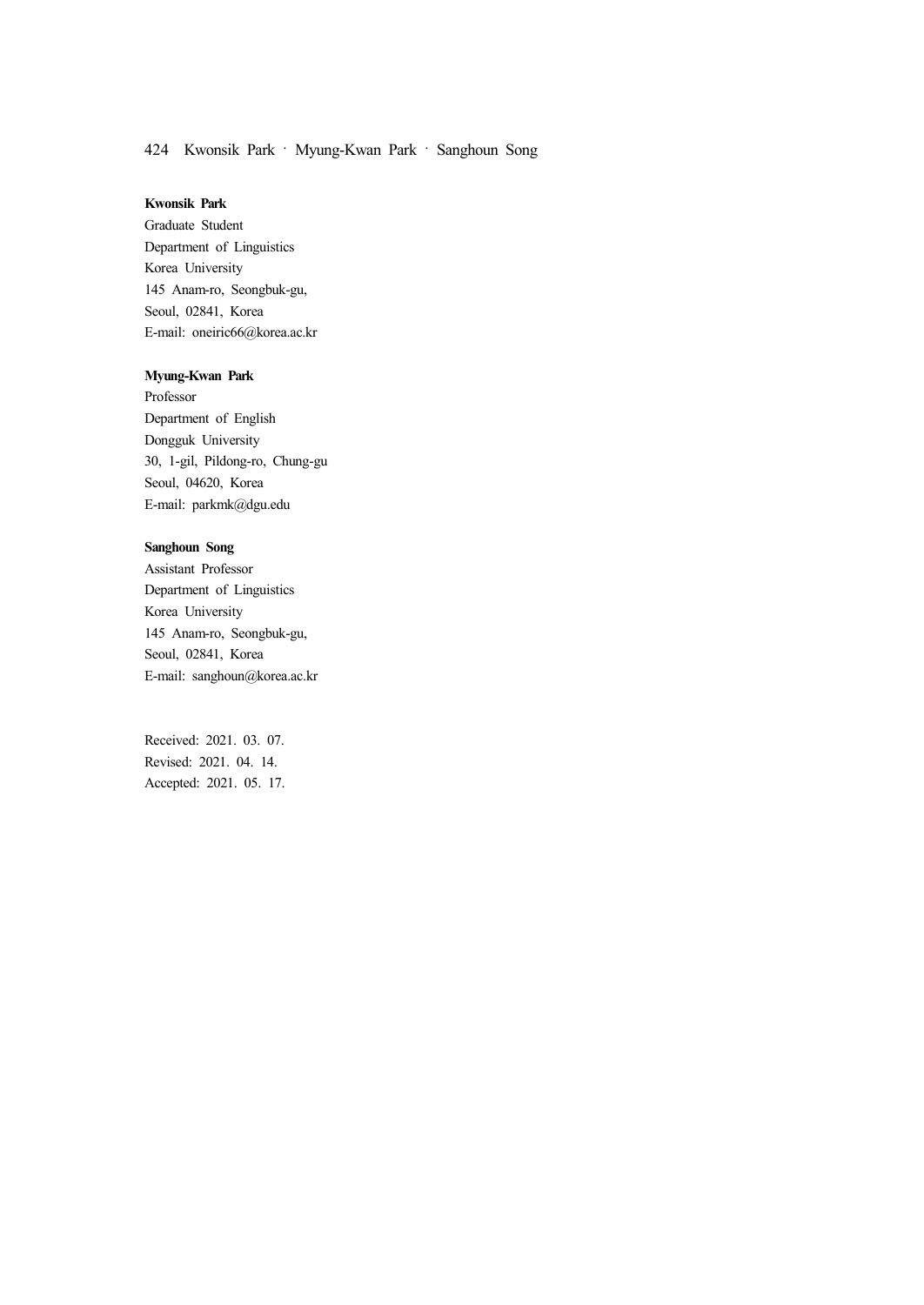**Kwonsik Park**
Graduate Student
Department of Linguistics
Korea University
145 Anam-ro, Seongbuk-gu,
Seoul, 02841, Korea
E-mail: oneiric66@korea.ac.kr

**Myung-Kwan Park**
Professor
Department of English
Dongguk University
30, 1-gil, Pildong-ro, Chung-gu
Seoul, 04620, Korea
E-mail: parkmk@dgu.edu

**Sanghoun Song**
Assistant Professor
Department of Linguistics
Korea University
145 Anam-ro, Seongbuk-gu,
Seoul, 02841, Korea
E-mail: sanghoun@korea.ac.kr

Received: 2021. 03. 07.
Revised: 2021. 04. 14.
Accepted: 2021. 05. 17.